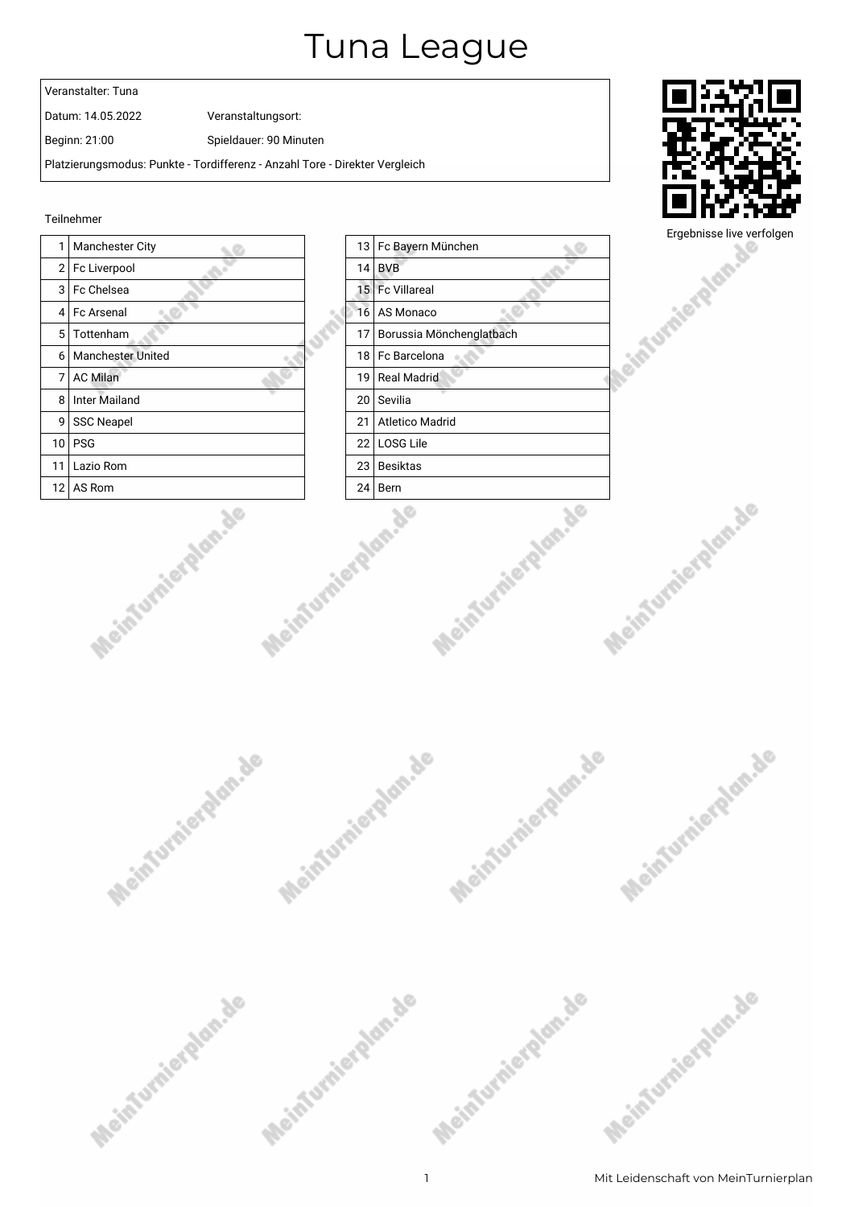# Tuna League

| | |
|---|---|
| Veranstalter: Tuna | |
| Datum: 14.05.2022 | Veranstaltungsort: |
| Beginn: 21:00 | Spieldauer: 90 Minuten |
| Platzierungsmodus: Punkte - Tordifferenz - Anzahl Tore - Direkter Vergleich | |

Ergebnisse live verfolgen

Teilnehmer

| | |
|---|---|
| 1 | Manchester City |
| 2 | Fc Liverpool |
| 3 | Fc Chelsea |
| 4 | Fc Arsenal |
| 5 | Tottenham |
| 6 | Manchester United |
| 7 | AC Milan |
| 8 | Inter Mailand |
| 9 | SSC Neapel |
| 10 | PSG |
| 11 | Lazio Rom |
| 12 | AS Rom |

| | |
|---|---|
| 13 | Fc Bayern München |
| 14 | BVB |
| 15 | Fc Villareal |
| 16 | AS Monaco |
| 17 | Borussia Mönchenglatbach |
| 18 | Fc Barcelona |
| 19 | Real Madrid |
| 20 | Sevilia |
| 21 | Atletico Madrid |
| 22 | LOSG Lile |
| 23 | Besiktas |
| 24 | Bern |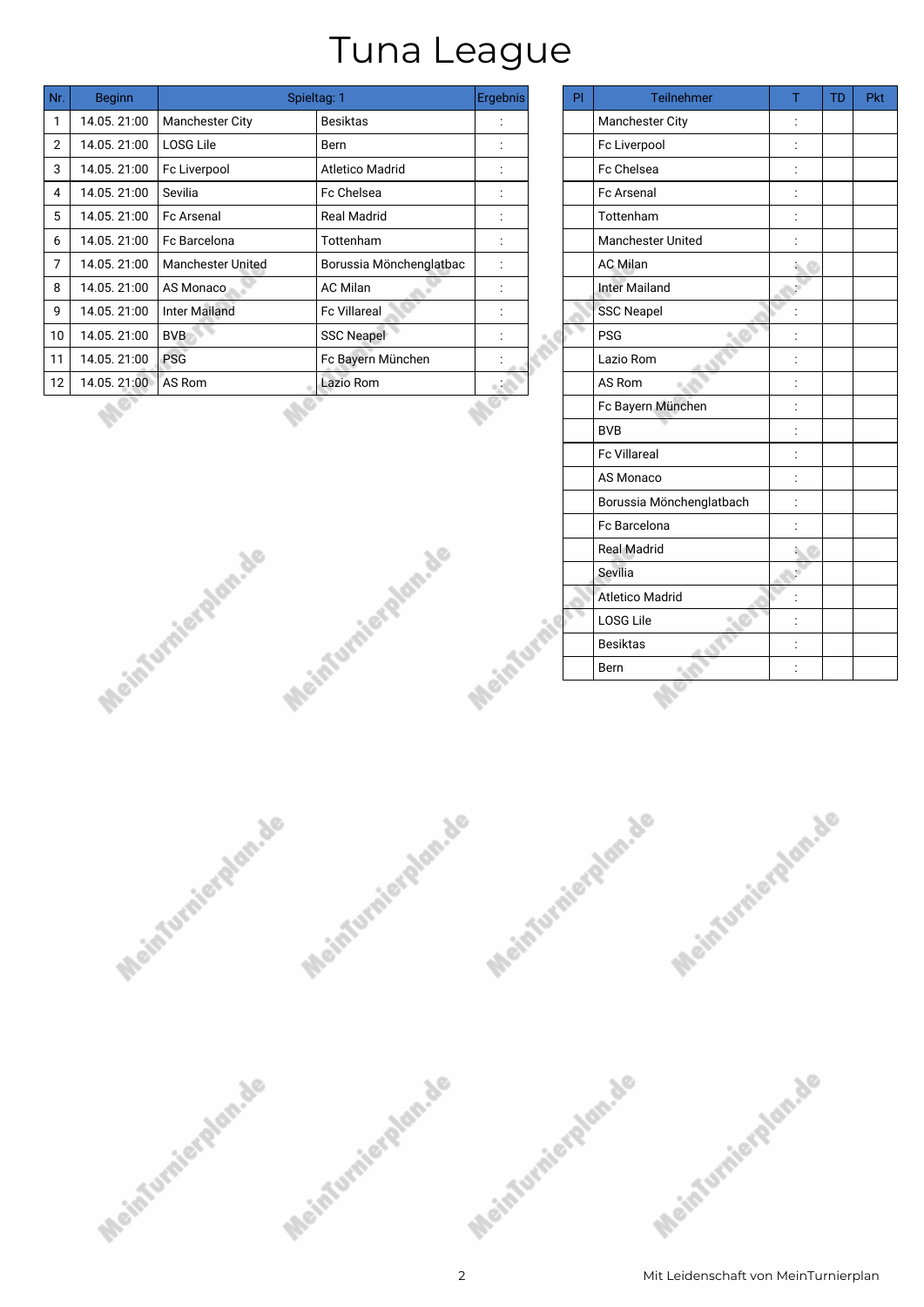# Tuna League

| Nr. | Beginn | Spieltag: 1 | | Ergebnis |
|---|---|---|---|---|
| 1 | 14.05. 21:00 | Manchester City | Besiktas | : |
| 2 | 14.05. 21:00 | LOSG Lile | Bern | : |
| 3 | 14.05. 21:00 | Fc Liverpool | Atletico Madrid | : |
| 4 | 14.05. 21:00 | Sevilia | Fc Chelsea | : |
| 5 | 14.05. 21:00 | Fc Arsenal | Real Madrid | : |
| 6 | 14.05. 21:00 | Fc Barcelona | Tottenham | : |
| 7 | 14.05. 21:00 | Manchester United | Borussia Mönchenglatbac | : |
| 8 | 14.05. 21:00 | AS Monaco | AC Milan | : |
| 9 | 14.05. 21:00 | Inter Mailand | Fc Villareal | : |
| 10 | 14.05. 21:00 | BVB | SSC Neapel | : |
| 11 | 14.05. 21:00 | PSG | Fc Bayern München | : |
| 12 | 14.05. 21:00 | AS Rom | Lazio Rom | : |

| Pl | Teilnehmer | T | TD | Pkt |
|---|---|---|---|---|
| | Manchester City | : | | |
| | Fc Liverpool | : | | |
| | Fc Chelsea | : | | |
| | Fc Arsenal | : | | |
| | Tottenham | : | | |
| | Manchester United | : | | |
| | AC Milan | : | | |
| | Inter Mailand | : | | |
| | SSC Neapel | : | | |
| | PSG | : | | |
| | Lazio Rom | : | | |
| | AS Rom | : | | |
| | Fc Bayern München | : | | |
| | BVB | : | | |
| | Fc Villareal | : | | |
| | AS Monaco | : | | |
| | Borussia Mönchenglatbach | : | | |
| | Fc Barcelona | : | | |
| | Real Madrid | : | | |
| | Sevilia | : | | |
| | Atletico Madrid | : | | |
| | LOSG Lile | : | | |
| | Besiktas | : | | |
| | Bern | : | | |

Mit Leidenschaft von MeinTurnierplan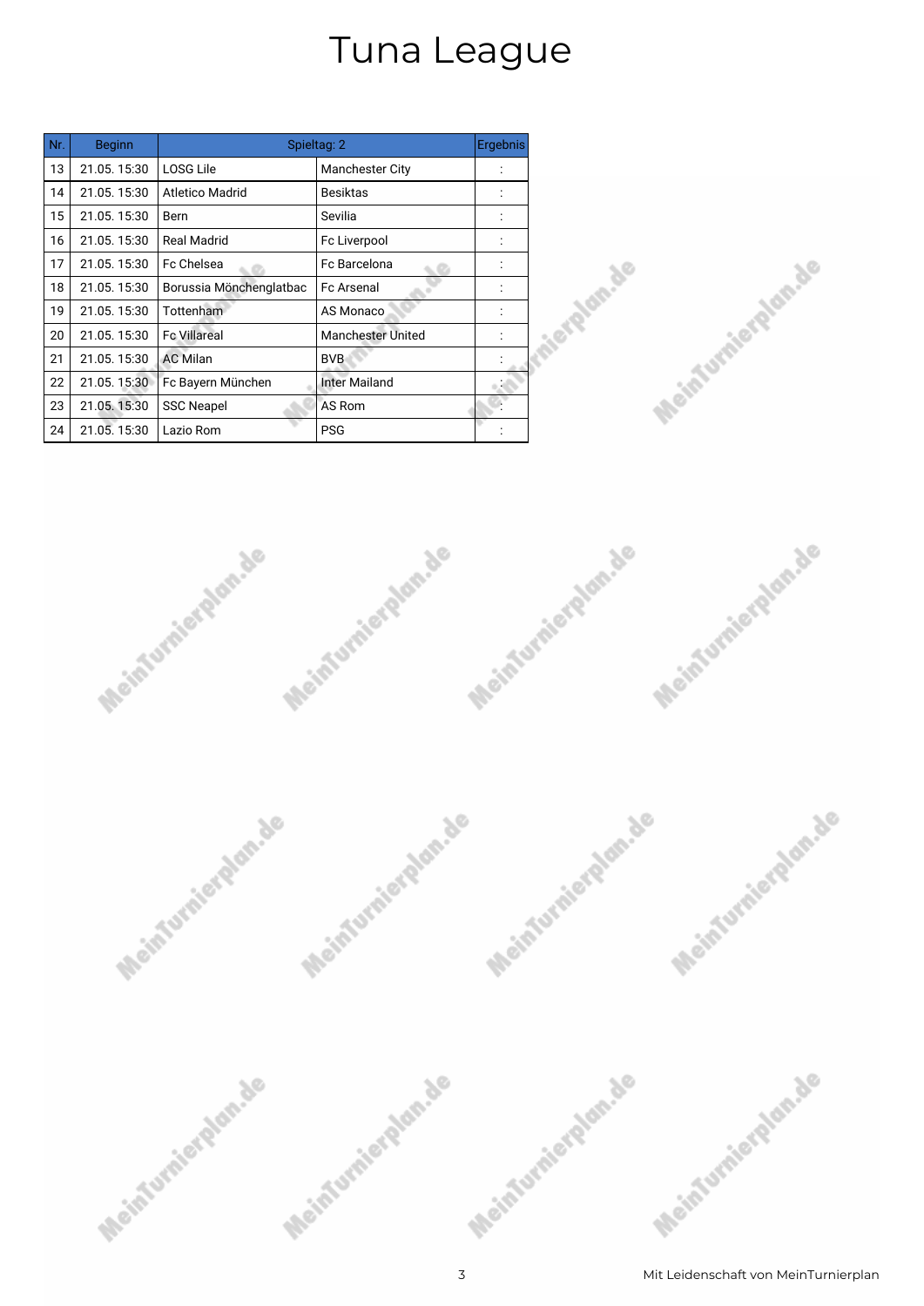# Tuna League

| Nr. | Beginn | Spieltag: 2 | | Ergebnis |
|---|---|---|---|---|
| 13 | 21.05. 15:30 | LOSG Lile | Manchester City | : |
| 14 | 21.05. 15:30 | Atletico Madrid | Besiktas | : |
| 15 | 21.05. 15:30 | Bern | Sevilia | : |
| 16 | 21.05. 15:30 | Real Madrid | Fc Liverpool | : |
| 17 | 21.05. 15:30 | Fc Chelsea | Fc Barcelona | : |
| 18 | 21.05. 15:30 | Borussia Mönchenglatbac | Fc Arsenal | : |
| 19 | 21.05. 15:30 | Tottenham | AS Monaco | : |
| 20 | 21.05. 15:30 | Fc Villareal | Manchester United | : |
| 21 | 21.05. 15:30 | AC Milan | BVB | : |
| 22 | 21.05. 15:30 | Fc Bayern München | Inter Mailand | : |
| 23 | 21.05. 15:30 | SSC Neapel | AS Rom | : |
| 24 | 21.05. 15:30 | Lazio Rom | PSG | : |

Mit Leidenschaft von MeinTurnierplan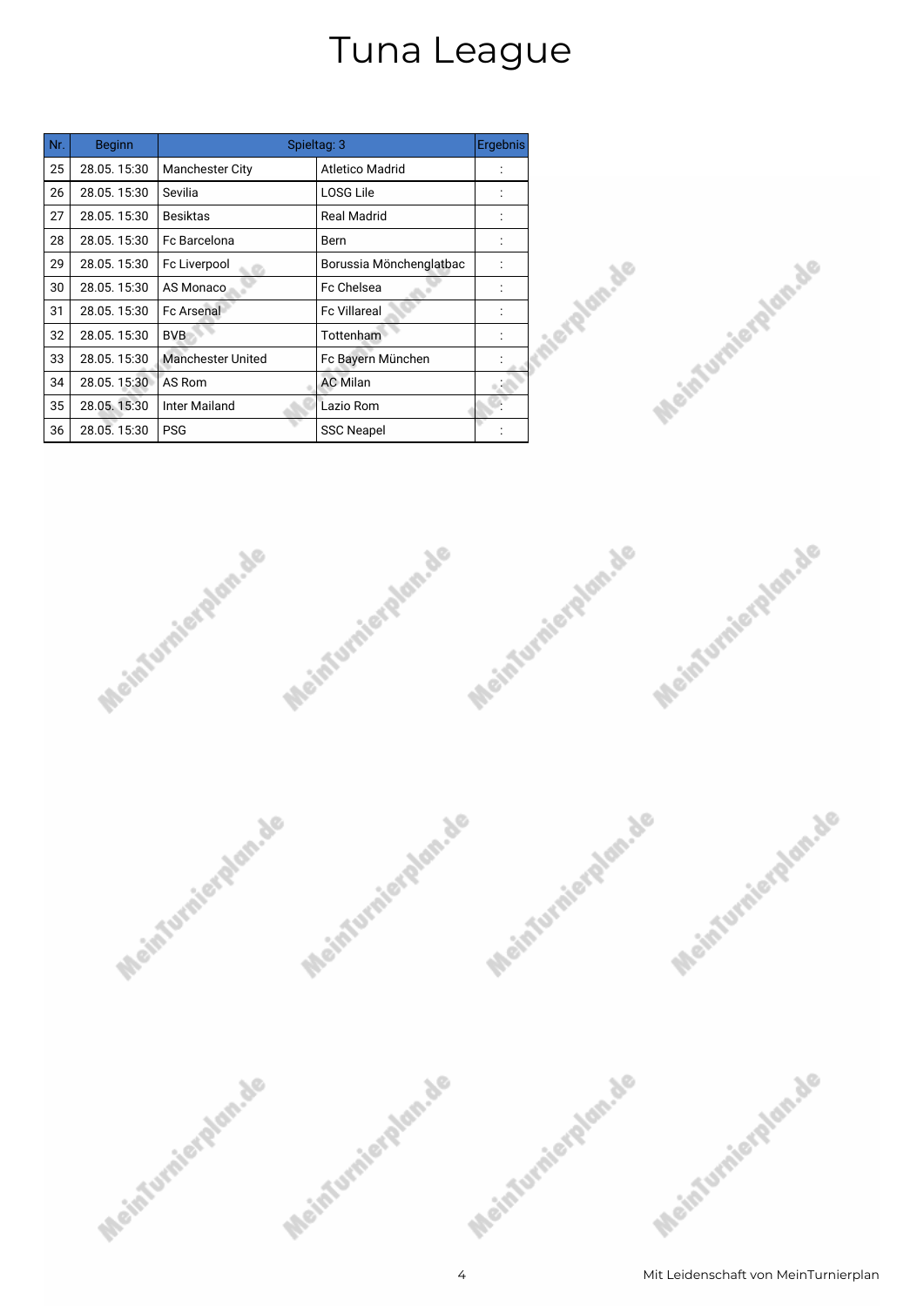# Tuna League

| Nr. | Beginn | Spieltag: 3 | | Ergebnis |
|---|---|---|---|---|
| 25 | 28.05. 15:30 | Manchester City | Atletico Madrid | : |
| 26 | 28.05. 15:30 | Sevilia | LOSG Lile | : |
| 27 | 28.05. 15:30 | Besiktas | Real Madrid | : |
| 28 | 28.05. 15:30 | Fc Barcelona | Bern | : |
| 29 | 28.05. 15:30 | Fc Liverpool | Borussia Mönchenglatbac | : |
| 30 | 28.05. 15:30 | AS Monaco | Fc Chelsea | : |
| 31 | 28.05. 15:30 | Fc Arsenal | Fc Villareal | : |
| 32 | 28.05. 15:30 | BVB | Tottenham | : |
| 33 | 28.05. 15:30 | Manchester United | Fc Bayern München | : |
| 34 | 28.05. 15:30 | AS Rom | AC Milan | : |
| 35 | 28.05. 15:30 | Inter Mailand | Lazio Rom | : |
| 36 | 28.05. 15:30 | PSG | SSC Neapel | : |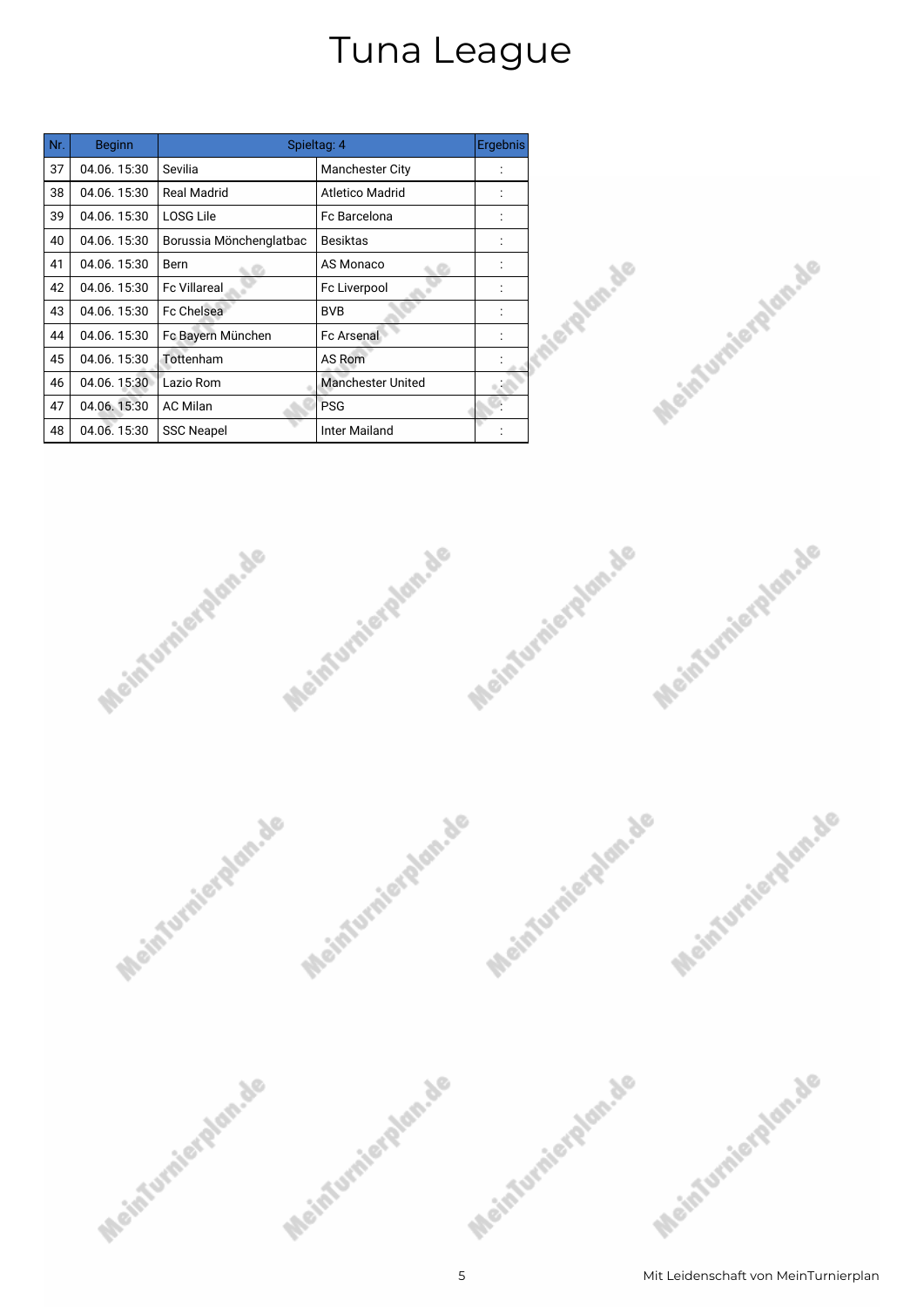# Tuna League

| Nr. | Beginn | Spieltag: 4 | | Ergebnis |
|---|---|---|---|---|
| 37 | 04.06. 15:30 | Sevilia | Manchester City | : |
| 38 | 04.06. 15:30 | Real Madrid | Atletico Madrid | : |
| 39 | 04.06. 15:30 | LOSG Lile | Fc Barcelona | : |
| 40 | 04.06. 15:30 | Borussia Mönchenglatbac | Besiktas | : |
| 41 | 04.06. 15:30 | Bern | AS Monaco | : |
| 42 | 04.06. 15:30 | Fc Villareal | Fc Liverpool | : |
| 43 | 04.06. 15:30 | Fc Chelsea | BVB | : |
| 44 | 04.06. 15:30 | Fc Bayern München | Fc Arsenal | : |
| 45 | 04.06. 15:30 | Tottenham | AS Rom | : |
| 46 | 04.06. 15:30 | Lazio Rom | Manchester United | : |
| 47 | 04.06. 15:30 | AC Milan | PSG | : |
| 48 | 04.06. 15:30 | SSC Neapel | Inter Mailand | : |

Mit Leidenschaft von MeinTurnierplan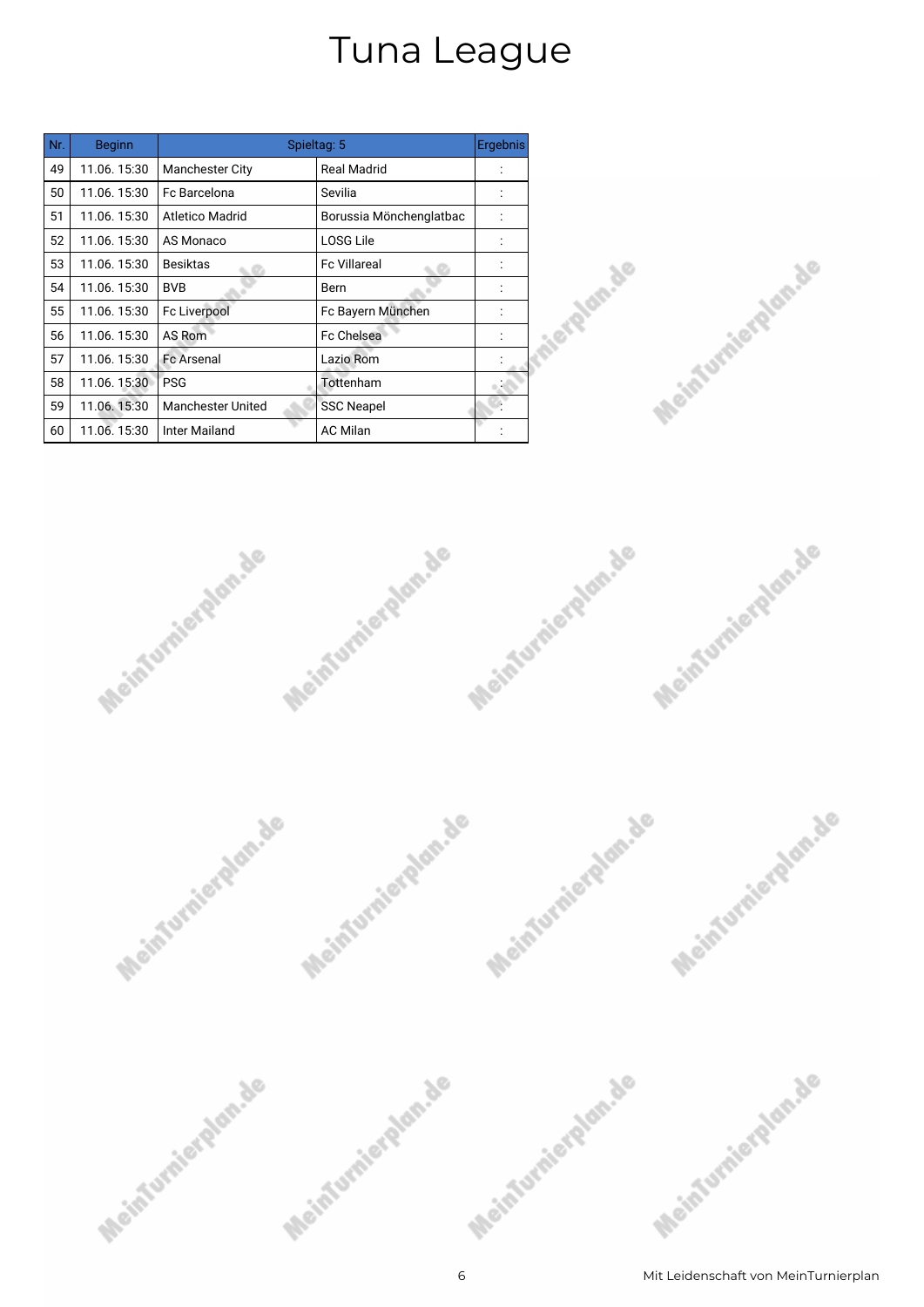# Tuna League

| Nr. | Beginn | Spieltag: 5 | | Ergebnis |
|---|---|---|---|---|
| 49 | 11.06. 15:30 | Manchester City | Real Madrid | : |
| 50 | 11.06. 15:30 | Fc Barcelona | Sevilia | : |
| 51 | 11.06. 15:30 | Atletico Madrid | Borussia Mönchenglatbac | : |
| 52 | 11.06. 15:30 | AS Monaco | LOSG Lile | : |
| 53 | 11.06. 15:30 | Besiktas | Fc Villareal | : |
| 54 | 11.06. 15:30 | BVB | Bern | : |
| 55 | 11.06. 15:30 | Fc Liverpool | Fc Bayern München | : |
| 56 | 11.06. 15:30 | AS Rom | Fc Chelsea | : |
| 57 | 11.06. 15:30 | Fc Arsenal | Lazio Rom | : |
| 58 | 11.06. 15:30 | PSG | Tottenham | : |
| 59 | 11.06. 15:30 | Manchester United | SSC Neapel | : |
| 60 | 11.06. 15:30 | Inter Mailand | AC Milan | : |

Mit Leidenschaft von MeinTurnierplan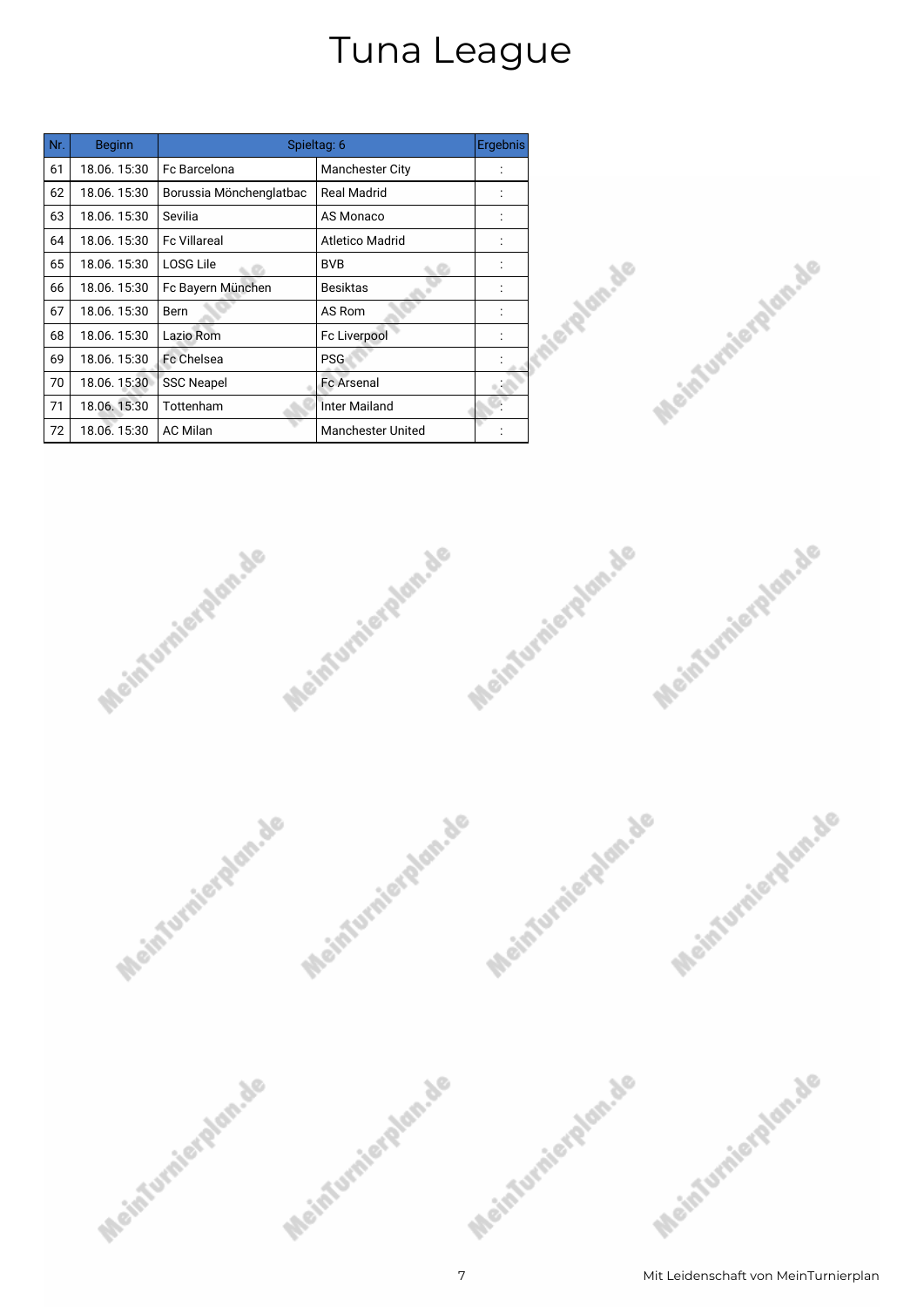# Tuna League

| Nr. | Beginn | Spieltag: 6 | | Ergebnis |
|---|---|---|---|---|
| 61 | 18.06. 15:30 | Fc Barcelona | Manchester City | : |
| 62 | 18.06. 15:30 | Borussia Mönchenglatbac | Real Madrid | : |
| 63 | 18.06. 15:30 | Sevilia | AS Monaco | : |
| 64 | 18.06. 15:30 | Fc Villareal | Atletico Madrid | : |
| 65 | 18.06. 15:30 | LOSG Lile | BVB | : |
| 66 | 18.06. 15:30 | Fc Bayern München | Besiktas | : |
| 67 | 18.06. 15:30 | Bern | AS Rom | : |
| 68 | 18.06. 15:30 | Lazio Rom | Fc Liverpool | : |
| 69 | 18.06. 15:30 | Fc Chelsea | PSG | : |
| 70 | 18.06. 15:30 | SSC Neapel | Fc Arsenal | : |
| 71 | 18.06. 15:30 | Tottenham | Inter Mailand | : |
| 72 | 18.06. 15:30 | AC Milan | Manchester United | : |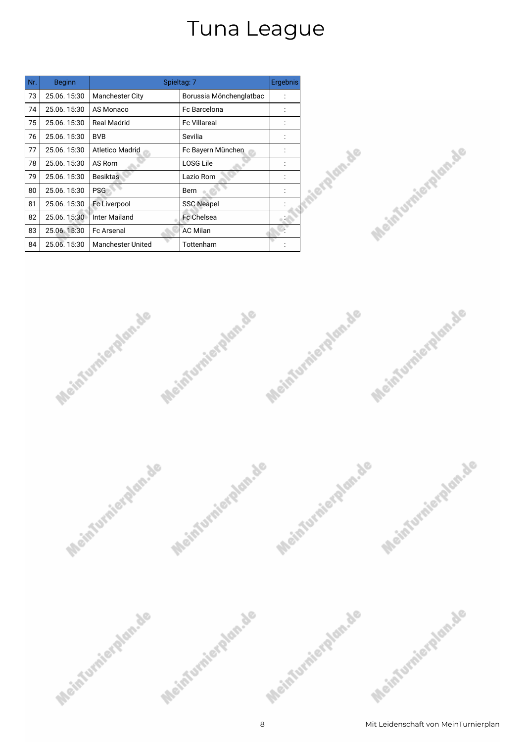# Tuna League

| Nr. | Beginn | Spieltag: 7 | | Ergebnis |
|---|---|---|---|---|
| 73 | 25.06. 15:30 | Manchester City | Borussia Mönchenglatbac | : |
| 74 | 25.06. 15:30 | AS Monaco | Fc Barcelona | : |
| 75 | 25.06. 15:30 | Real Madrid | Fc Villareal | : |
| 76 | 25.06. 15:30 | BVB | Sevilia | : |
| 77 | 25.06. 15:30 | Atletico Madrid | Fc Bayern München | : |
| 78 | 25.06. 15:30 | AS Rom | LOSG Lile | : |
| 79 | 25.06. 15:30 | Besiktas | Lazio Rom | : |
| 80 | 25.06. 15:30 | PSG | Bern | : |
| 81 | 25.06. 15:30 | Fc Liverpool | SSC Neapel | : |
| 82 | 25.06. 15:30 | Inter Mailand | Fc Chelsea | : |
| 83 | 25.06. 15:30 | Fc Arsenal | AC Milan | : |
| 84 | 25.06. 15:30 | Manchester United | Tottenham | : |

Mit Leidenschaft von MeinTurnierplan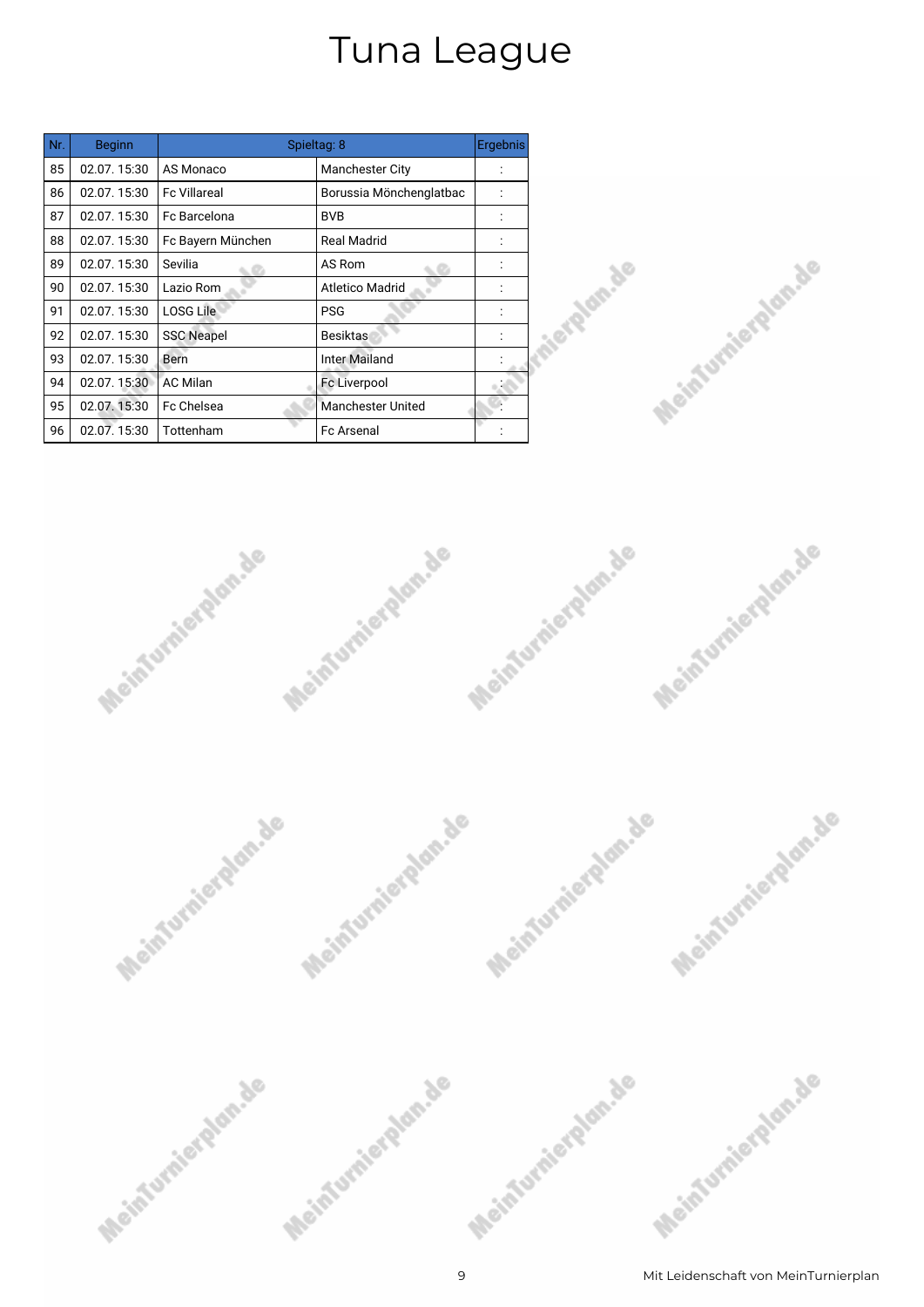# Tuna League

| Nr. | Beginn | Spieltag: 8 | | Ergebnis |
|---|---|---|---|---|
| 85 | 02.07. 15:30 | AS Monaco | Manchester City | : |
| 86 | 02.07. 15:30 | Fc Villareal | Borussia Mönchenglatbac | : |
| 87 | 02.07. 15:30 | Fc Barcelona | BVB | : |
| 88 | 02.07. 15:30 | Fc Bayern München | Real Madrid | : |
| 89 | 02.07. 15:30 | Sevilia | AS Rom | : |
| 90 | 02.07. 15:30 | Lazio Rom | Atletico Madrid | : |
| 91 | 02.07. 15:30 | LOSG Lile | PSG | : |
| 92 | 02.07. 15:30 | SSC Neapel | Besiktas | : |
| 93 | 02.07. 15:30 | Bern | Inter Mailand | : |
| 94 | 02.07. 15:30 | AC Milan | Fc Liverpool | : |
| 95 | 02.07. 15:30 | Fc Chelsea | Manchester United | : |
| 96 | 02.07. 15:30 | Tottenham | Fc Arsenal | : |

Mit Leidenschaft von MeinTurnierplan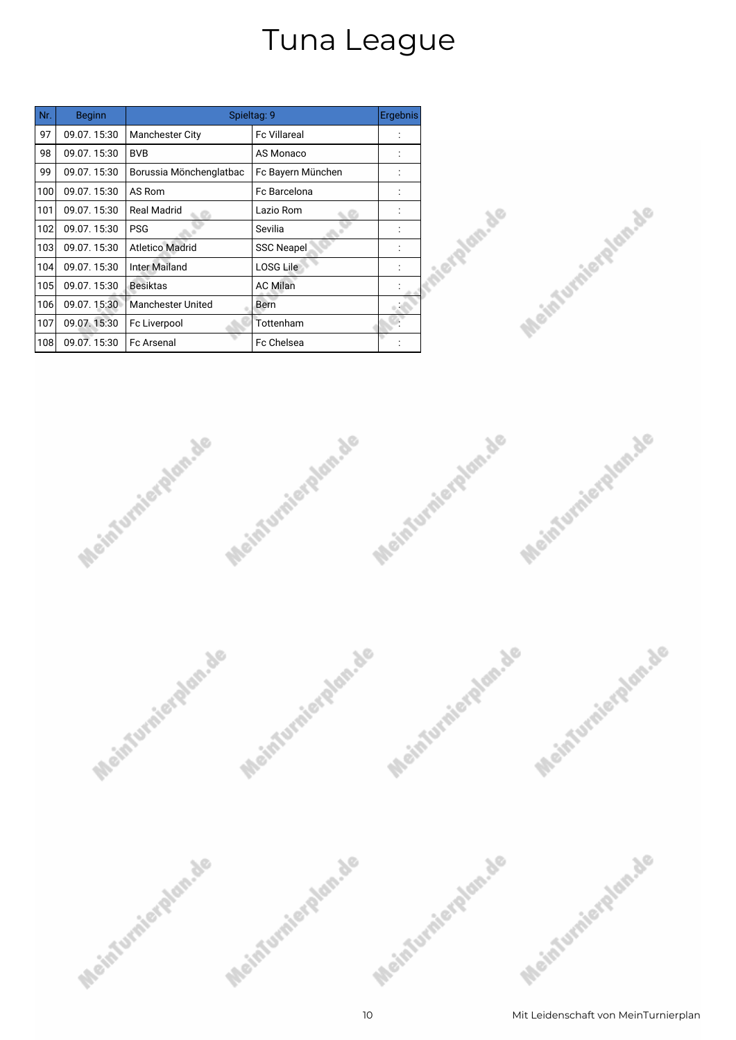# Tuna League

| Nr. | Beginn | Spieltag: 9 | | Ergebnis |
|---|---|---|---|---|
| 97 | 09.07. 15:30 | Manchester City | Fc Villareal | : |
| 98 | 09.07. 15:30 | BVB | AS Monaco | : |
| 99 | 09.07. 15:30 | Borussia Mönchenglatbac | Fc Bayern München | : |
| 100 | 09.07. 15:30 | AS Rom | Fc Barcelona | : |
| 101 | 09.07. 15:30 | Real Madrid | Lazio Rom | : |
| 102 | 09.07. 15:30 | PSG | Sevilia | : |
| 103 | 09.07. 15:30 | Atletico Madrid | SSC Neapel | : |
| 104 | 09.07. 15:30 | Inter Mailand | LOSG Lile | : |
| 105 | 09.07. 15:30 | Besiktas | AC Milan | : |
| 106 | 09.07. 15:30 | Manchester United | Bern | : |
| 107 | 09.07. 15:30 | Fc Liverpool | Tottenham | : |
| 108 | 09.07. 15:30 | Fc Arsenal | Fc Chelsea | : |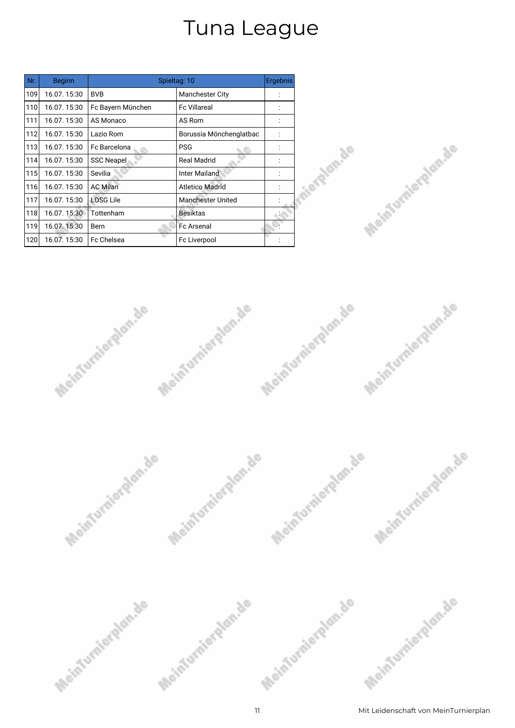# Tuna League

| Nr. | Beginn | Spieltag: 10 | | Ergebnis |
|---|---|---|---|---|
| 109 | 16.07. 15:30 | BVB | Manchester City | : |
| 110 | 16.07. 15:30 | Fc Bayern München | Fc Villareal | : |
| 111 | 16.07. 15:30 | AS Monaco | AS Rom | : |
| 112 | 16.07. 15:30 | Lazio Rom | Borussia Mönchenglatbac | : |
| 113 | 16.07. 15:30 | Fc Barcelona | PSG | : |
| 114 | 16.07. 15:30 | SSC Neapel | Real Madrid | : |
| 115 | 16.07. 15:30 | Sevilia | Inter Mailand | : |
| 116 | 16.07. 15:30 | AC Milan | Atletico Madrid | : |
| 117 | 16.07. 15:30 | LOSG Lile | Manchester United | : |
| 118 | 16.07. 15:30 | Tottenham | Besiktas | : |
| 119 | 16.07. 15:30 | Bern | Fc Arsenal | : |
| 120 | 16.07. 15:30 | Fc Chelsea | Fc Liverpool | : |

Mit Leidenschaft von MeinTurnierplan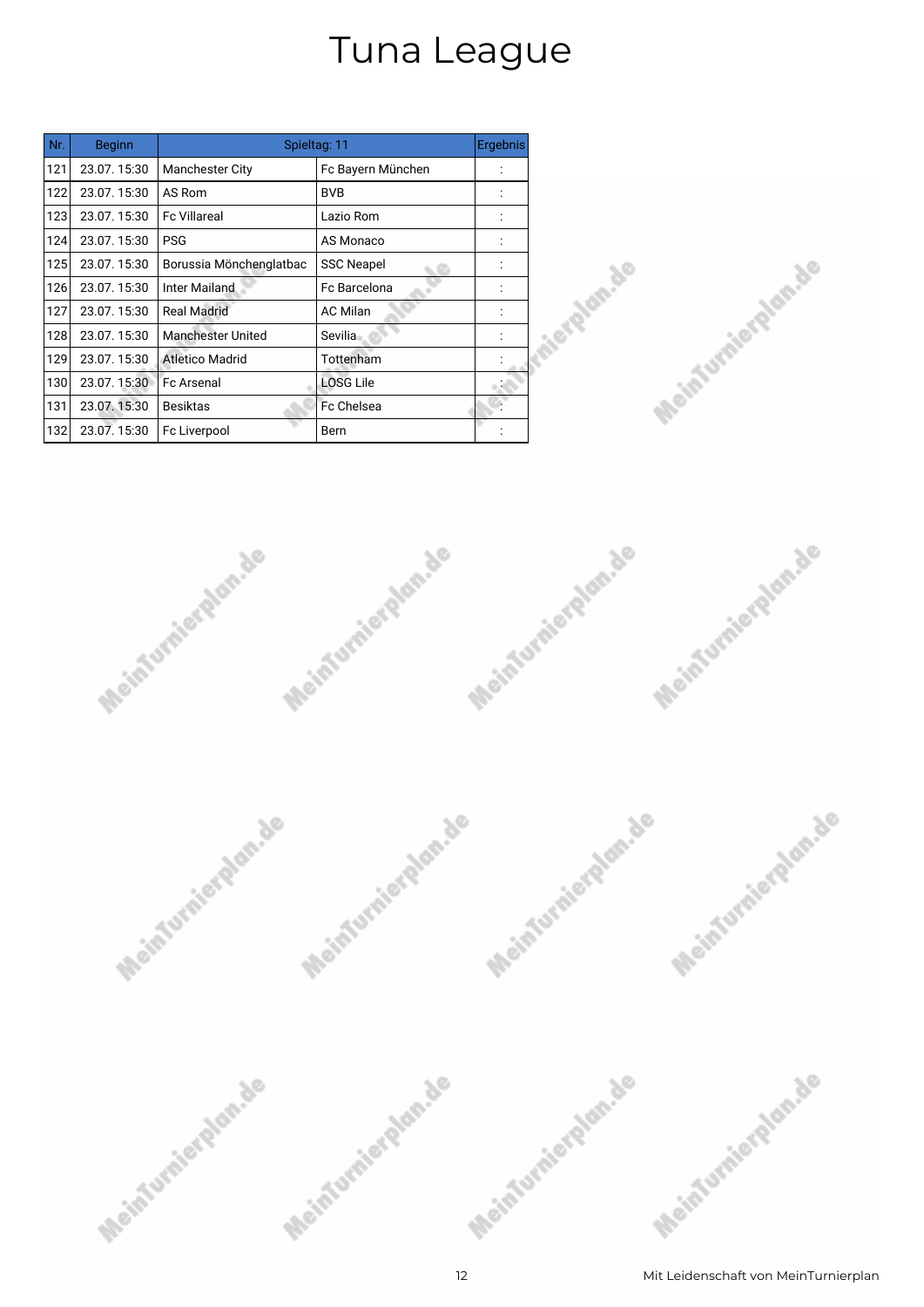# Tuna League

| Nr. | Beginn | Spieltag: 11 | | Ergebnis |
|---|---|---|---|---|
| 121 | 23.07. 15:30 | Manchester City | Fc Bayern München | : |
| 122 | 23.07. 15:30 | AS Rom | BVB | : |
| 123 | 23.07. 15:30 | Fc Villareal | Lazio Rom | : |
| 124 | 23.07. 15:30 | PSG | AS Monaco | : |
| 125 | 23.07. 15:30 | Borussia Mönchenglatbac | SSC Neapel | : |
| 126 | 23.07. 15:30 | Inter Mailand | Fc Barcelona | : |
| 127 | 23.07. 15:30 | Real Madrid | AC Milan | : |
| 128 | 23.07. 15:30 | Manchester United | Sevilia | : |
| 129 | 23.07. 15:30 | Atletico Madrid | Tottenham | : |
| 130 | 23.07. 15:30 | Fc Arsenal | LOSG Lile | : |
| 131 | 23.07. 15:30 | Besiktas | Fc Chelsea | : |
| 132 | 23.07. 15:30 | Fc Liverpool | Bern | : |

Mit Leidenschaft von MeinTurnierplan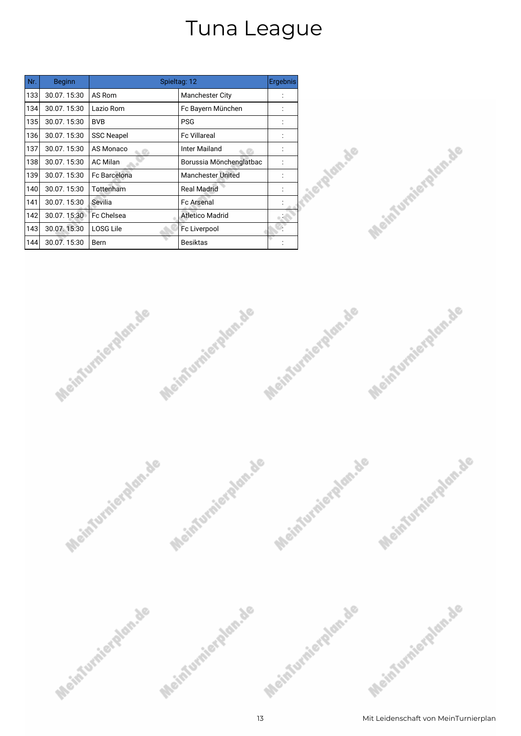# Tuna League

| Nr. | Beginn | Spieltag: 12 | | Ergebnis |
|---|---|---|---|---|
| 133 | 30.07. 15:30 | AS Rom | Manchester City | : |
| 134 | 30.07. 15:30 | Lazio Rom | Fc Bayern München | : |
| 135 | 30.07. 15:30 | BVB | PSG | : |
| 136 | 30.07. 15:30 | SSC Neapel | Fc Villareal | : |
| 137 | 30.07. 15:30 | AS Monaco | Inter Mailand | : |
| 138 | 30.07. 15:30 | AC Milan | Borussia Mönchenglatbac | : |
| 139 | 30.07. 15:30 | Fc Barcelona | Manchester United | : |
| 140 | 30.07. 15:30 | Tottenham | Real Madrid | : |
| 141 | 30.07. 15:30 | Sevilia | Fc Arsenal | : |
| 142 | 30.07. 15:30 | Fc Chelsea | Atletico Madrid | : |
| 143 | 30.07. 15:30 | LOSG Lile | Fc Liverpool | : |
| 144 | 30.07. 15:30 | Bern | Besiktas | : |

Mit Leidenschaft von MeinTurnierplan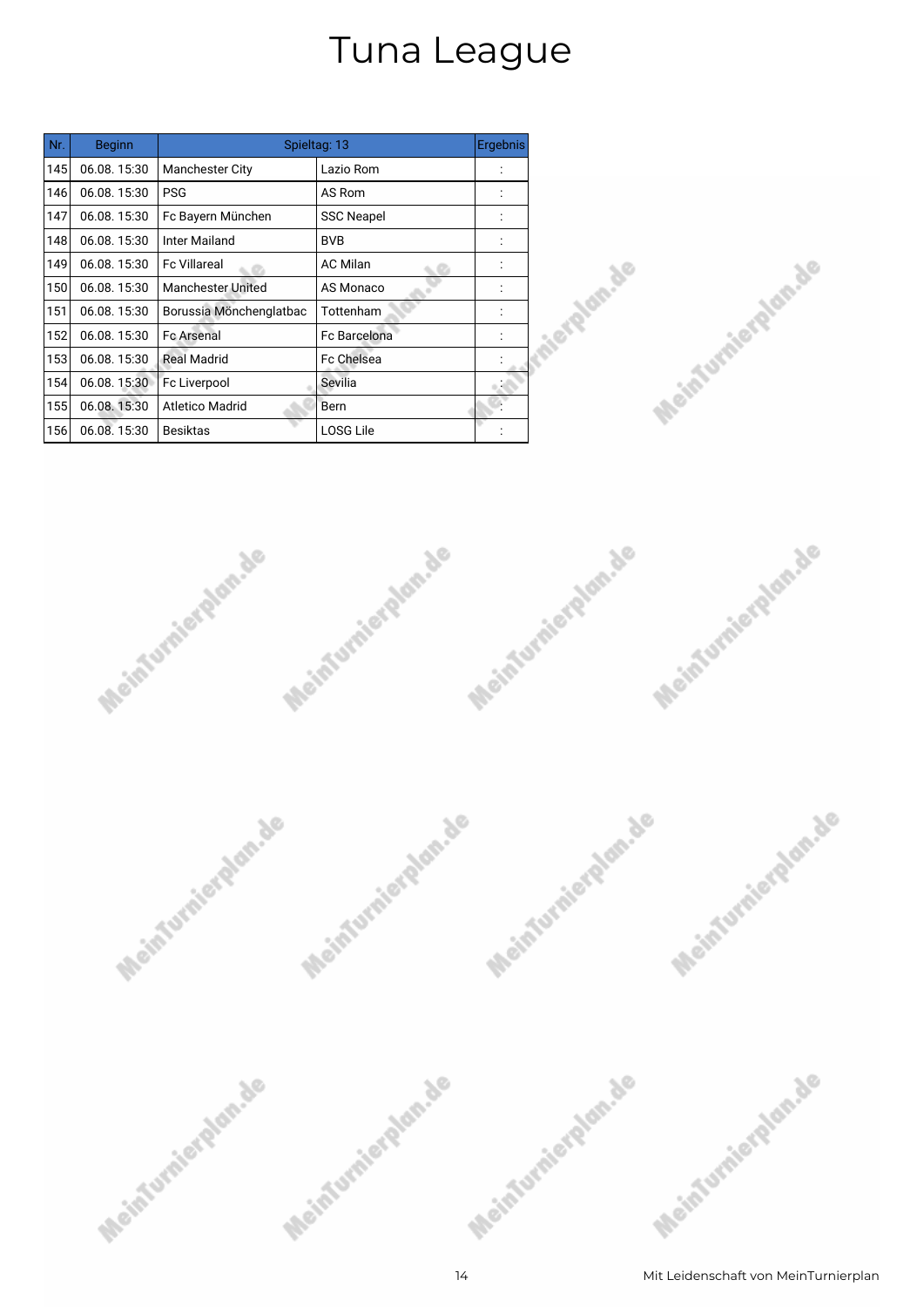# Tuna League

| Nr. | Beginn | Spieltag: 13 | | Ergebnis |
|---|---|---|---|---|
| 145 | 06.08. 15:30 | Manchester City | Lazio Rom | : |
| 146 | 06.08. 15:30 | PSG | AS Rom | : |
| 147 | 06.08. 15:30 | Fc Bayern München | SSC Neapel | : |
| 148 | 06.08. 15:30 | Inter Mailand | BVB | : |
| 149 | 06.08. 15:30 | Fc Villareal | AC Milan | : |
| 150 | 06.08. 15:30 | Manchester United | AS Monaco | : |
| 151 | 06.08. 15:30 | Borussia Mönchenglatbac | Tottenham | : |
| 152 | 06.08. 15:30 | Fc Arsenal | Fc Barcelona | : |
| 153 | 06.08. 15:30 | Real Madrid | Fc Chelsea | : |
| 154 | 06.08. 15:30 | Fc Liverpool | Sevilia | : |
| 155 | 06.08. 15:30 | Atletico Madrid | Bern | : |
| 156 | 06.08. 15:30 | Besiktas | LOSG Lile | : |

Mit Leidenschaft von MeinTurnierplan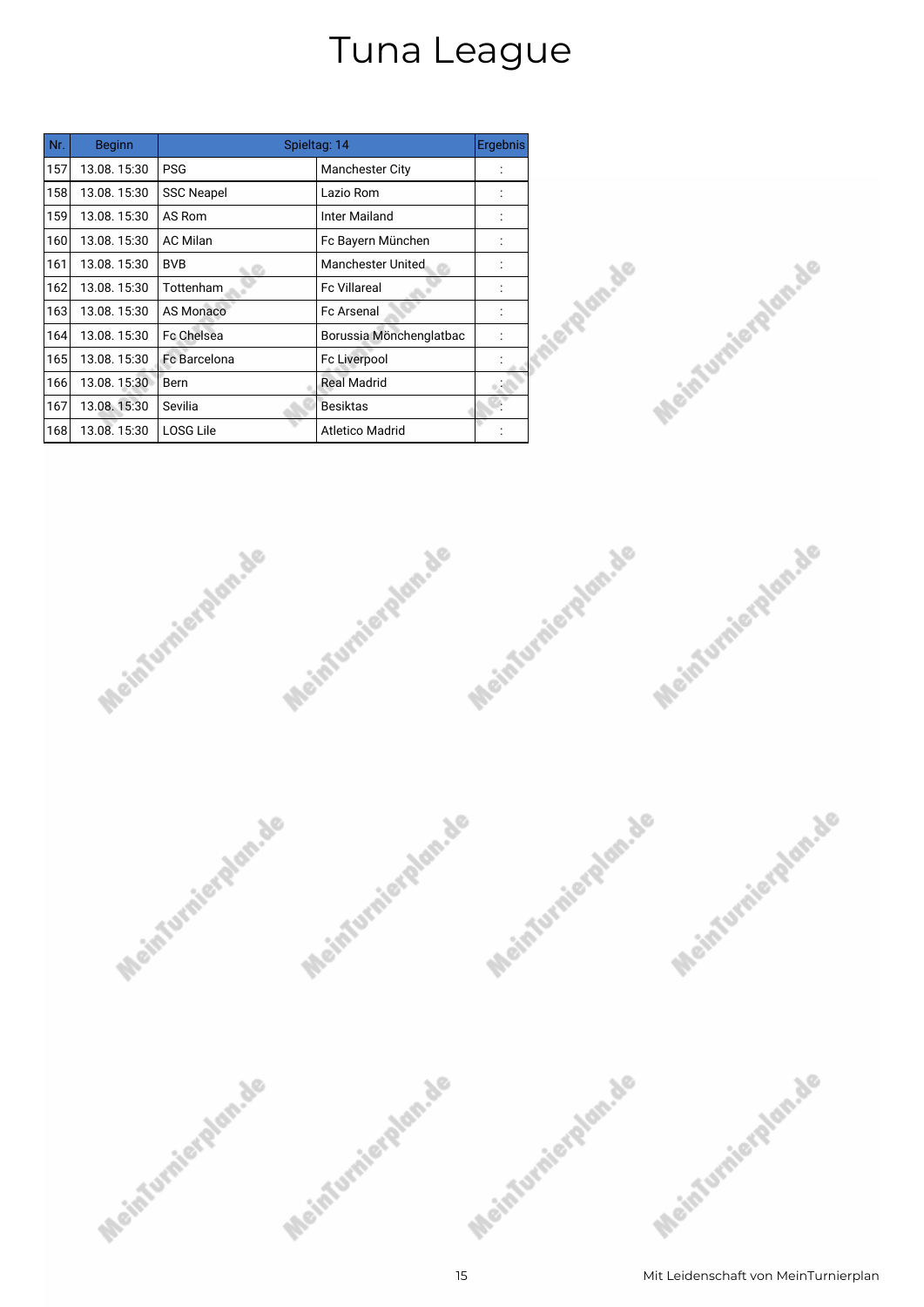# Tuna League

| Nr. | Beginn | Spieltag: 14 | | Ergebnis |
|---|---|---|---|---|
| 157 | 13.08. 15:30 | PSG | Manchester City | : |
| 158 | 13.08. 15:30 | SSC Neapel | Lazio Rom | : |
| 159 | 13.08. 15:30 | AS Rom | Inter Mailand | : |
| 160 | 13.08. 15:30 | AC Milan | Fc Bayern München | : |
| 161 | 13.08. 15:30 | BVB | Manchester United | : |
| 162 | 13.08. 15:30 | Tottenham | Fc Villareal | : |
| 163 | 13.08. 15:30 | AS Monaco | Fc Arsenal | : |
| 164 | 13.08. 15:30 | Fc Chelsea | Borussia Mönchenglatbac | : |
| 165 | 13.08. 15:30 | Fc Barcelona | Fc Liverpool | : |
| 166 | 13.08. 15:30 | Bern | Real Madrid | : |
| 167 | 13.08. 15:30 | Sevilia | Besiktas | : |
| 168 | 13.08. 15:30 | LOSG Lile | Atletico Madrid | : |

Mit Leidenschaft von MeinTurnierplan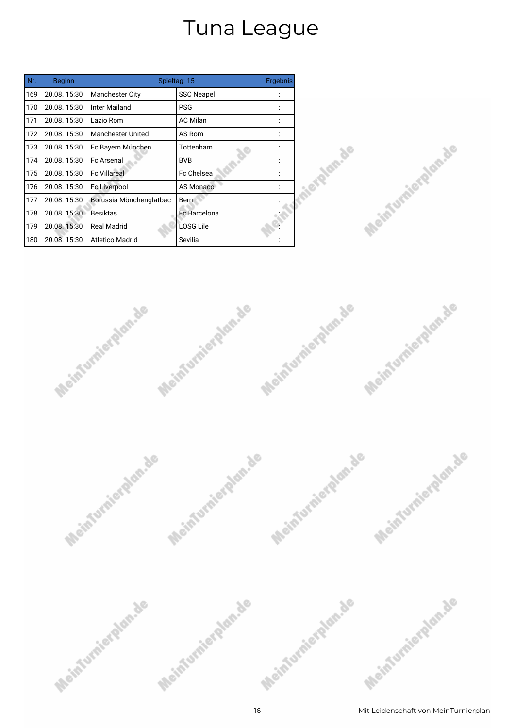# Tuna League

| Nr. | Beginn | Spieltag: 15 | | Ergebnis |
|---|---|---|---|---|
| 169 | 20.08. 15:30 | Manchester City | SSC Neapel | : |
| 170 | 20.08. 15:30 | Inter Mailand | PSG | : |
| 171 | 20.08. 15:30 | Lazio Rom | AC Milan | : |
| 172 | 20.08. 15:30 | Manchester United | AS Rom | : |
| 173 | 20.08. 15:30 | Fc Bayern München | Tottenham | : |
| 174 | 20.08. 15:30 | Fc Arsenal | BVB | : |
| 175 | 20.08. 15:30 | Fc Villareal | Fc Chelsea | : |
| 176 | 20.08. 15:30 | Fc Liverpool | AS Monaco | : |
| 177 | 20.08. 15:30 | Borussia Mönchenglatbac | Bern | : |
| 178 | 20.08. 15:30 | Besiktas | Fc Barcelona | : |
| 179 | 20.08. 15:30 | Real Madrid | LOSG Lile | : |
| 180 | 20.08. 15:30 | Atletico Madrid | Sevilia | : |

Mit Leidenschaft von MeinTurnierplan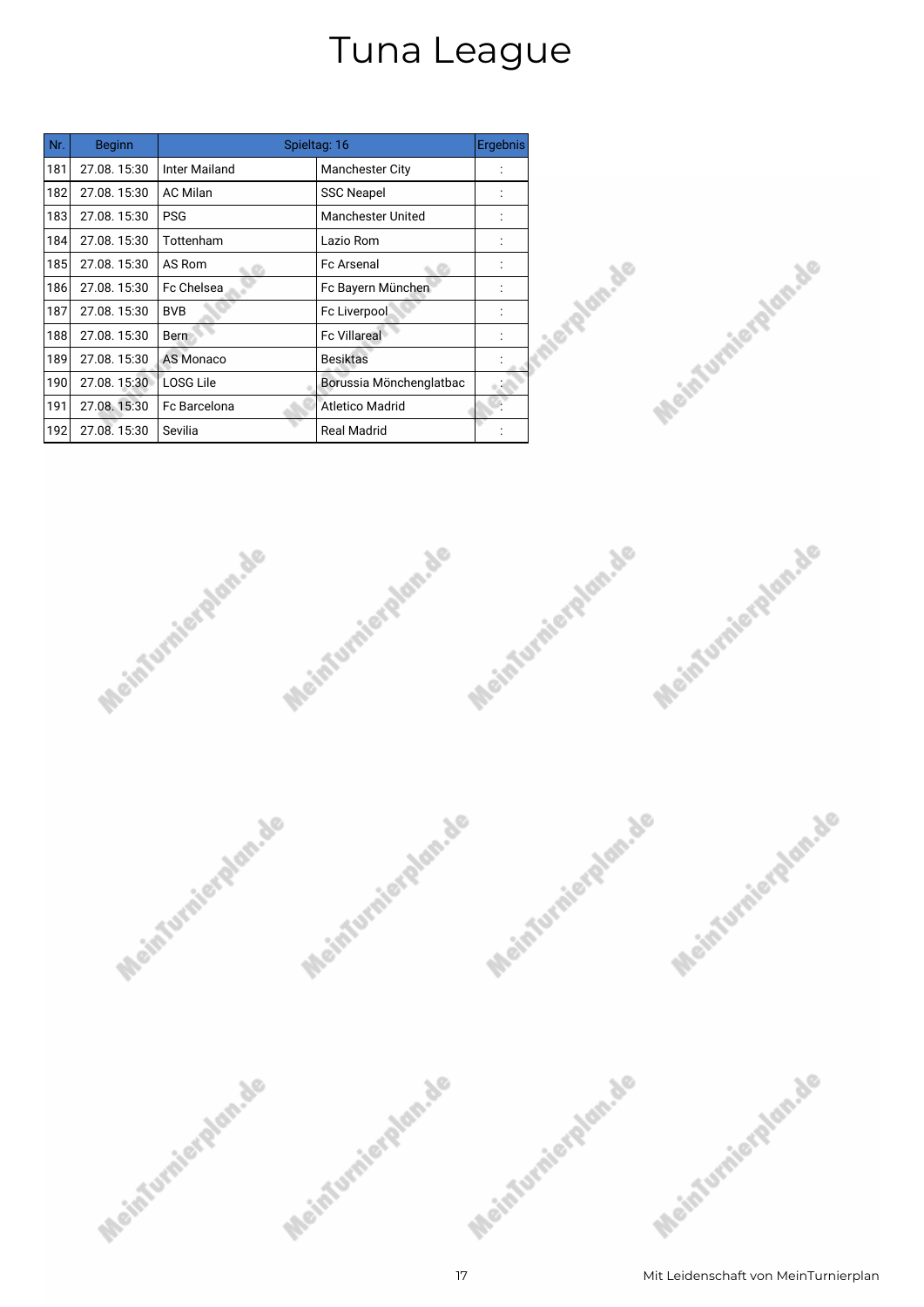# Tuna League

| Nr. | Beginn | Spieltag: 16 | | Ergebnis |
|---|---|---|---|---|
| 181 | 27.08. 15:30 | Inter Mailand | Manchester City | : |
| 182 | 27.08. 15:30 | AC Milan | SSC Neapel | : |
| 183 | 27.08. 15:30 | PSG | Manchester United | : |
| 184 | 27.08. 15:30 | Tottenham | Lazio Rom | : |
| 185 | 27.08. 15:30 | AS Rom | Fc Arsenal | : |
| 186 | 27.08. 15:30 | Fc Chelsea | Fc Bayern München | : |
| 187 | 27.08. 15:30 | BVB | Fc Liverpool | : |
| 188 | 27.08. 15:30 | Bern | Fc Villareal | : |
| 189 | 27.08. 15:30 | AS Monaco | Besiktas | : |
| 190 | 27.08. 15:30 | LOSG Lile | Borussia Mönchenglatbac | : |
| 191 | 27.08. 15:30 | Fc Barcelona | Atletico Madrid | : |
| 192 | 27.08. 15:30 | Sevilia | Real Madrid | : |

Mit Leidenschaft von MeinTurnierplan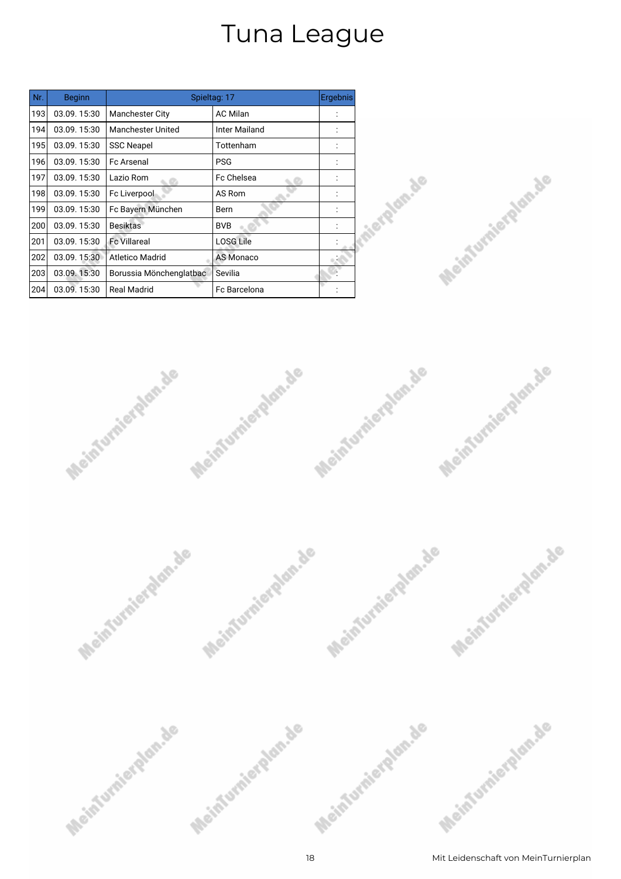# Tuna League

| Nr. | Beginn | Spieltag: 17 | | Ergebnis |
|---|---|---|---|---|
| 193 | 03.09. 15:30 | Manchester City | AC Milan | : |
| 194 | 03.09. 15:30 | Manchester United | Inter Mailand | : |
| 195 | 03.09. 15:30 | SSC Neapel | Tottenham | : |
| 196 | 03.09. 15:30 | Fc Arsenal | PSG | : |
| 197 | 03.09. 15:30 | Lazio Rom | Fc Chelsea | : |
| 198 | 03.09. 15:30 | Fc Liverpool | AS Rom | : |
| 199 | 03.09. 15:30 | Fc Bayern München | Bern | : |
| 200 | 03.09. 15:30 | Besiktas | BVB | : |
| 201 | 03.09. 15:30 | Fc Villareal | LOSG Lile | : |
| 202 | 03.09. 15:30 | Atletico Madrid | AS Monaco | : |
| 203 | 03.09. 15:30 | Borussia Mönchenglatbac | Sevilia | : |
| 204 | 03.09. 15:30 | Real Madrid | Fc Barcelona | : |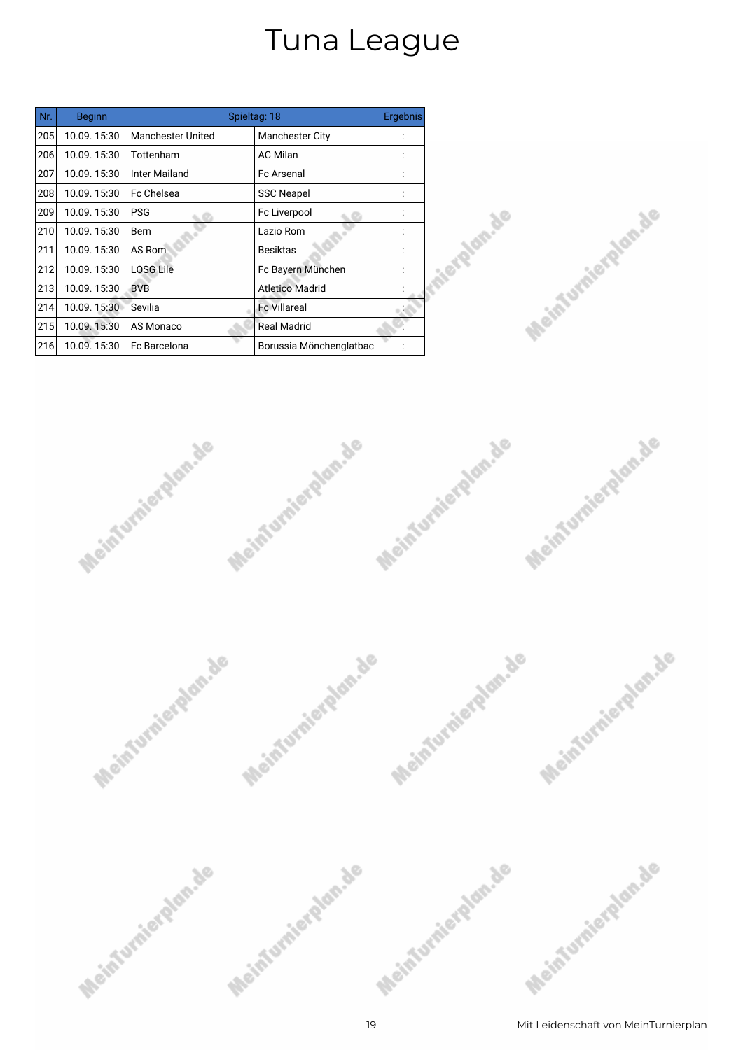# Tuna League

| Nr. | Beginn | Spieltag: 18 | | Ergebnis |
|---|---|---|---|---|
| 205 | 10.09. 15:30 | Manchester United | Manchester City | : |
| 206 | 10.09. 15:30 | Tottenham | AC Milan | : |
| 207 | 10.09. 15:30 | Inter Mailand | Fc Arsenal | : |
| 208 | 10.09. 15:30 | Fc Chelsea | SSC Neapel | : |
| 209 | 10.09. 15:30 | PSG | Fc Liverpool | : |
| 210 | 10.09. 15:30 | Bern | Lazio Rom | : |
| 211 | 10.09. 15:30 | AS Rom | Besiktas | : |
| 212 | 10.09. 15:30 | LOSG Lile | Fc Bayern München | : |
| 213 | 10.09. 15:30 | BVB | Atletico Madrid | : |
| 214 | 10.09. 15:30 | Sevilia | Fc Villareal | : |
| 215 | 10.09. 15:30 | AS Monaco | Real Madrid | : |
| 216 | 10.09. 15:30 | Fc Barcelona | Borussia Mönchenglatbac | : |

Mit Leidenschaft von MeinTurnierplan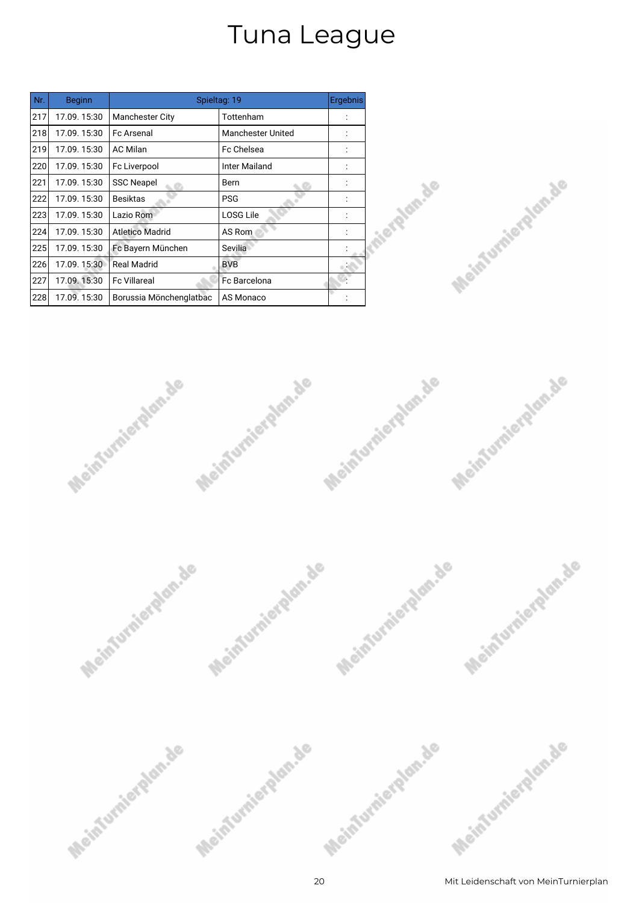# Tuna League

| Nr. | Beginn | Spieltag: 19 | | Ergebnis |
|---|---|---|---|---|
| 217 | 17.09. 15:30 | Manchester City | Tottenham | : |
| 218 | 17.09. 15:30 | Fc Arsenal | Manchester United | : |
| 219 | 17.09. 15:30 | AC Milan | Fc Chelsea | : |
| 220 | 17.09. 15:30 | Fc Liverpool | Inter Mailand | : |
| 221 | 17.09. 15:30 | SSC Neapel | Bern | : |
| 222 | 17.09. 15:30 | Besiktas | PSG | : |
| 223 | 17.09. 15:30 | Lazio Rom | LOSG Lile | : |
| 224 | 17.09. 15:30 | Atletico Madrid | AS Rom | : |
| 225 | 17.09. 15:30 | Fc Bayern München | Sevilia | : |
| 226 | 17.09. 15:30 | Real Madrid | BVB | : |
| 227 | 17.09. 15:30 | Fc Villareal | Fc Barcelona | : |
| 228 | 17.09. 15:30 | Borussia Mönchenglatbac | AS Monaco | : |

Mit Leidenschaft von MeinTurnierplan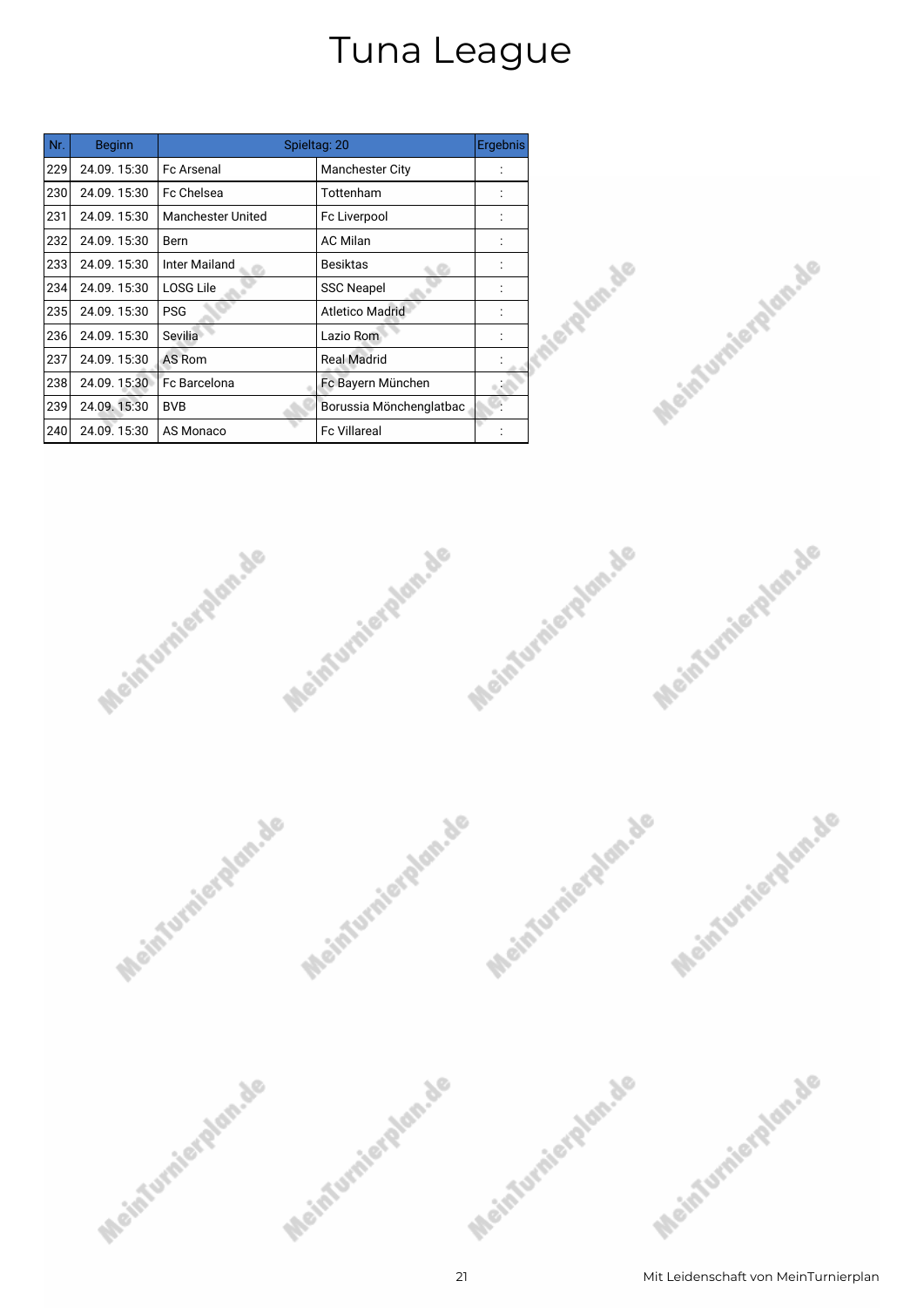# Tuna League

| Nr. | Beginn | Spieltag: 20 | | Ergebnis |
|---|---|---|---|---|
| 229 | 24.09. 15:30 | Fc Arsenal | Manchester City | : |
| 230 | 24.09. 15:30 | Fc Chelsea | Tottenham | : |
| 231 | 24.09. 15:30 | Manchester United | Fc Liverpool | : |
| 232 | 24.09. 15:30 | Bern | AC Milan | : |
| 233 | 24.09. 15:30 | Inter Mailand | Besiktas | : |
| 234 | 24.09. 15:30 | LOSG Lile | SSC Neapel | : |
| 235 | 24.09. 15:30 | PSG | Atletico Madrid | : |
| 236 | 24.09. 15:30 | Sevilia | Lazio Rom | : |
| 237 | 24.09. 15:30 | AS Rom | Real Madrid | : |
| 238 | 24.09. 15:30 | Fc Barcelona | Fc Bayern München | : |
| 239 | 24.09. 15:30 | BVB | Borussia Mönchenglatbac | : |
| 240 | 24.09. 15:30 | AS Monaco | Fc Villareal | : |

Mit Leidenschaft von MeinTurnierplan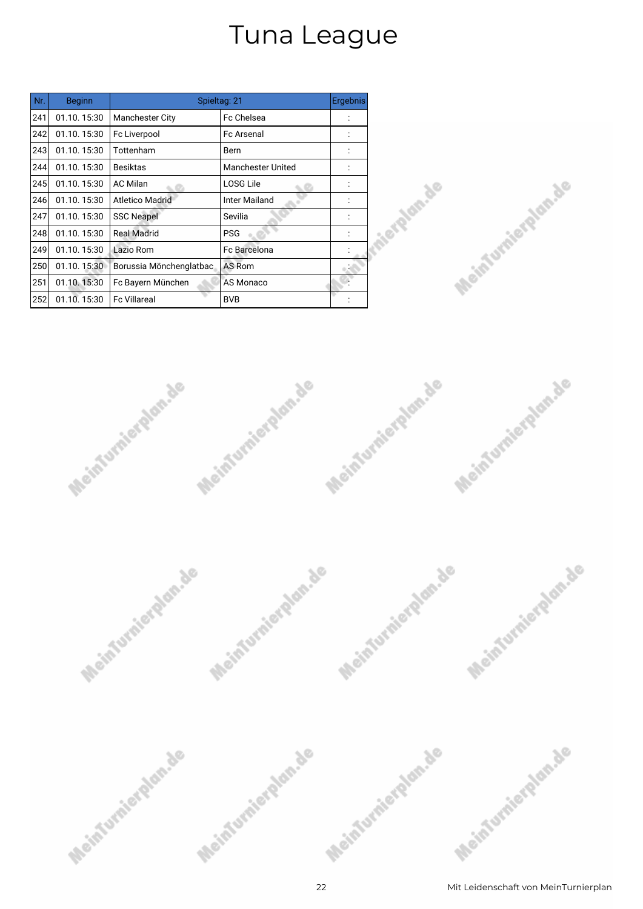# Tuna League

| Nr. | Beginn | Spieltag: 21 | | Ergebnis |
|---|---|---|---|---|
| 241 | 01.10. 15:30 | Manchester City | Fc Chelsea | : |
| 242 | 01.10. 15:30 | Fc Liverpool | Fc Arsenal | : |
| 243 | 01.10. 15:30 | Tottenham | Bern | : |
| 244 | 01.10. 15:30 | Besiktas | Manchester United | : |
| 245 | 01.10. 15:30 | AC Milan | LOSG Lile | : |
| 246 | 01.10. 15:30 | Atletico Madrid | Inter Mailand | : |
| 247 | 01.10. 15:30 | SSC Neapel | Sevilia | : |
| 248 | 01.10. 15:30 | Real Madrid | PSG | : |
| 249 | 01.10. 15:30 | Lazio Rom | Fc Barcelona | : |
| 250 | 01.10. 15:30 | Borussia Mönchenglatbac | AS Rom | : |
| 251 | 01.10. 15:30 | Fc Bayern München | AS Monaco | : |
| 252 | 01.10. 15:30 | Fc Villareal | BVB | : |

Mit Leidenschaft von MeinTurnierplan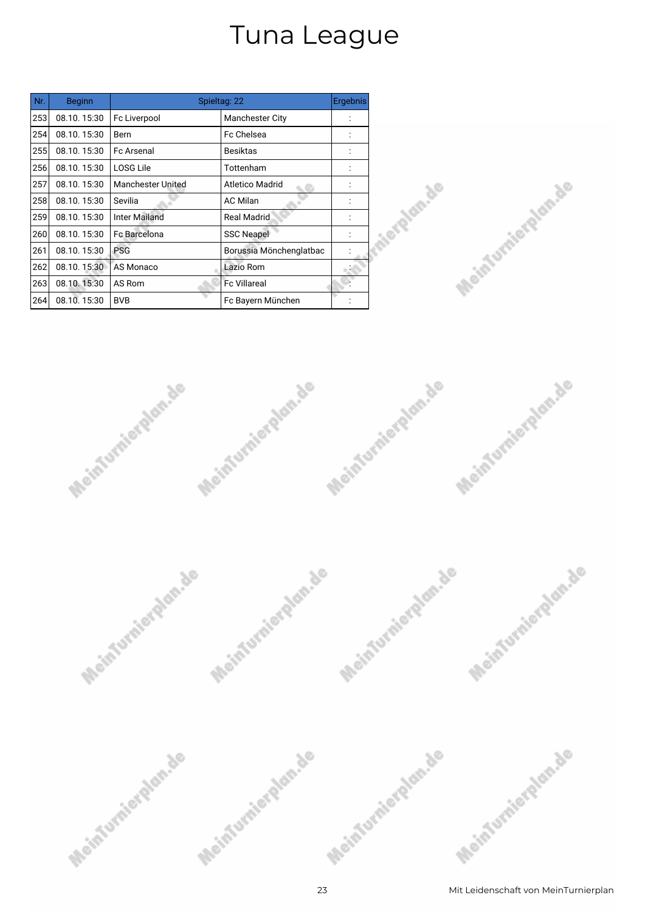# Tuna League

| Nr. | Beginn | Spieltag: 22 | | Ergebnis |
|---|---|---|---|---|
| 253 | 08.10. 15:30 | Fc Liverpool | Manchester City | : |
| 254 | 08.10. 15:30 | Bern | Fc Chelsea | : |
| 255 | 08.10. 15:30 | Fc Arsenal | Besiktas | : |
| 256 | 08.10. 15:30 | LOSG Lile | Tottenham | : |
| 257 | 08.10. 15:30 | Manchester United | Atletico Madrid | : |
| 258 | 08.10. 15:30 | Sevilia | AC Milan | : |
| 259 | 08.10. 15:30 | Inter Mailand | Real Madrid | : |
| 260 | 08.10. 15:30 | Fc Barcelona | SSC Neapel | : |
| 261 | 08.10. 15:30 | PSG | Borussia Mönchenglatbac | : |
| 262 | 08.10. 15:30 | AS Monaco | Lazio Rom | : |
| 263 | 08.10. 15:30 | AS Rom | Fc Villareal | : |
| 264 | 08.10. 15:30 | BVB | Fc Bayern München | : |

Mit Leidenschaft von MeinTurnierplan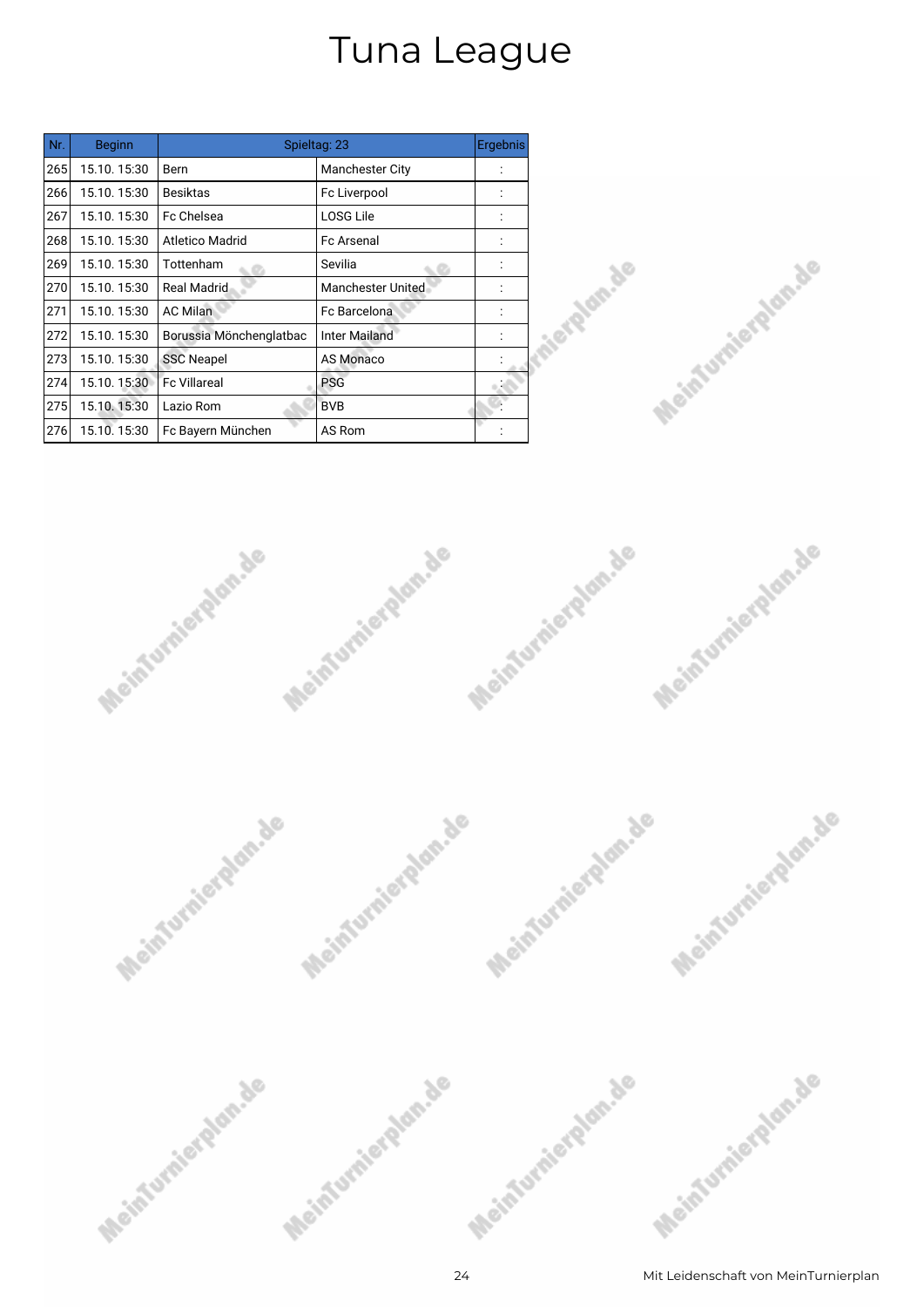# Tuna League

| Nr. | Beginn | Spieltag: 23 | | Ergebnis |
|---|---|---|---|---|
| 265 | 15.10. 15:30 | Bern | Manchester City | : |
| 266 | 15.10. 15:30 | Besiktas | Fc Liverpool | : |
| 267 | 15.10. 15:30 | Fc Chelsea | LOSG Lile | : |
| 268 | 15.10. 15:30 | Atletico Madrid | Fc Arsenal | : |
| 269 | 15.10. 15:30 | Tottenham | Sevilia | : |
| 270 | 15.10. 15:30 | Real Madrid | Manchester United | : |
| 271 | 15.10. 15:30 | AC Milan | Fc Barcelona | : |
| 272 | 15.10. 15:30 | Borussia Mönchenglatbac | Inter Mailand | : |
| 273 | 15.10. 15:30 | SSC Neapel | AS Monaco | : |
| 274 | 15.10. 15:30 | Fc Villareal | PSG | : |
| 275 | 15.10. 15:30 | Lazio Rom | BVB | : |
| 276 | 15.10. 15:30 | Fc Bayern München | AS Rom | : |

Mit Leidenschaft von MeinTurnierplan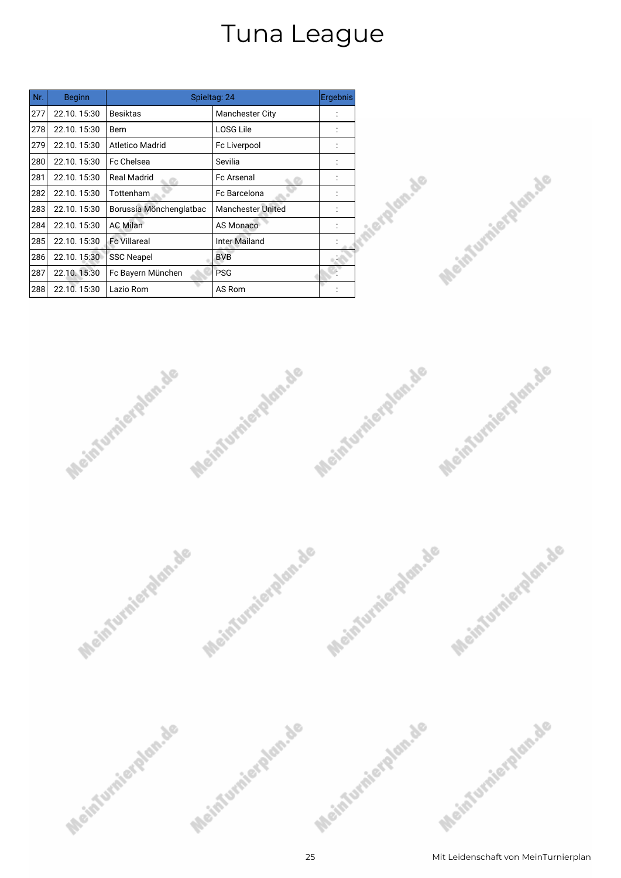# Tuna League

| Nr. | Beginn | Spieltag: 24 | | Ergebnis |
|---|---|---|---|---|
| 277 | 22.10. 15:30 | Besiktas | Manchester City | : |
| 278 | 22.10. 15:30 | Bern | LOSG Lile | : |
| 279 | 22.10. 15:30 | Atletico Madrid | Fc Liverpool | : |
| 280 | 22.10. 15:30 | Fc Chelsea | Sevilia | : |
| 281 | 22.10. 15:30 | Real Madrid | Fc Arsenal | : |
| 282 | 22.10. 15:30 | Tottenham | Fc Barcelona | : |
| 283 | 22.10. 15:30 | Borussia Mönchenglatbac | Manchester United | : |
| 284 | 22.10. 15:30 | AC Milan | AS Monaco | : |
| 285 | 22.10. 15:30 | Fc Villareal | Inter Mailand | : |
| 286 | 22.10. 15:30 | SSC Neapel | BVB | : |
| 287 | 22.10. 15:30 | Fc Bayern München | PSG | : |
| 288 | 22.10. 15:30 | Lazio Rom | AS Rom | : |

Mit Leidenschaft von MeinTurnierplan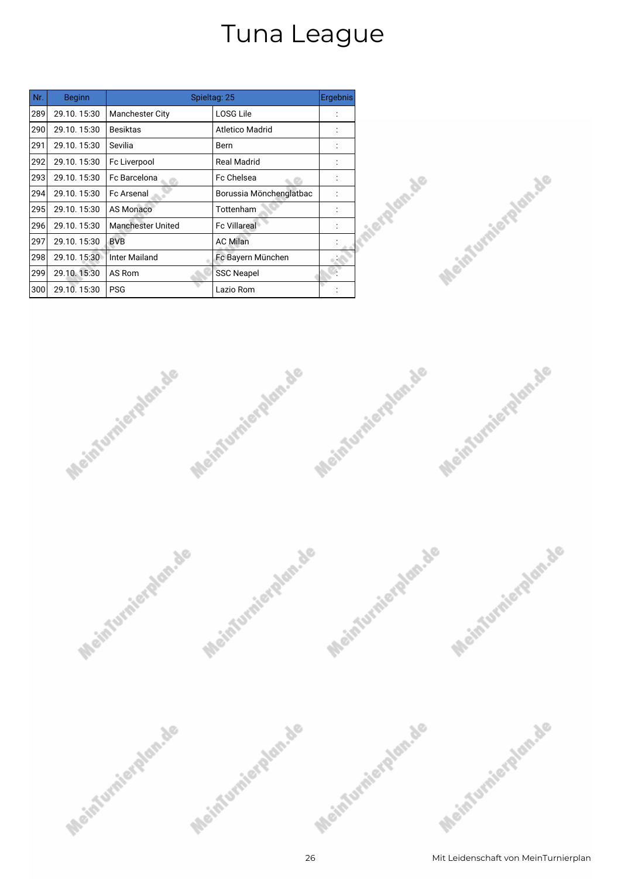# Tuna League

| Nr. | Beginn | Spieltag: 25 | | Ergebnis |
|---|---|---|---|---|
| 289 | 29.10. 15:30 | Manchester City | LOSG Lile | : |
| 290 | 29.10. 15:30 | Besiktas | Atletico Madrid | : |
| 291 | 29.10. 15:30 | Sevilia | Bern | : |
| 292 | 29.10. 15:30 | Fc Liverpool | Real Madrid | : |
| 293 | 29.10. 15:30 | Fc Barcelona | Fc Chelsea | : |
| 294 | 29.10. 15:30 | Fc Arsenal | Borussia Mönchenglatbac | : |
| 295 | 29.10. 15:30 | AS Monaco | Tottenham | : |
| 296 | 29.10. 15:30 | Manchester United | Fc Villareal | : |
| 297 | 29.10. 15:30 | BVB | AC Milan | : |
| 298 | 29.10. 15:30 | Inter Mailand | Fc Bayern München | : |
| 299 | 29.10. 15:30 | AS Rom | SSC Neapel | : |
| 300 | 29.10. 15:30 | PSG | Lazio Rom | : |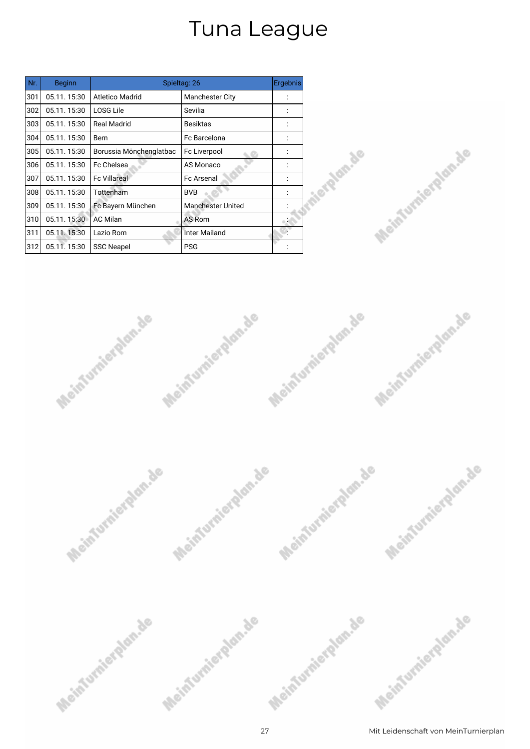# Tuna League

| Nr. | Beginn | Spieltag: 26 | | Ergebnis |
|---|---|---|---|---|
| 301 | 05.11. 15:30 | Atletico Madrid | Manchester City | : |
| 302 | 05.11. 15:30 | LOSG Lile | Sevilia | : |
| 303 | 05.11. 15:30 | Real Madrid | Besiktas | : |
| 304 | 05.11. 15:30 | Bern | Fc Barcelona | : |
| 305 | 05.11. 15:30 | Borussia Mönchenglatbac | Fc Liverpool | : |
| 306 | 05.11. 15:30 | Fc Chelsea | AS Monaco | : |
| 307 | 05.11. 15:30 | Fc Villareal | Fc Arsenal | : |
| 308 | 05.11. 15:30 | Tottenham | BVB | : |
| 309 | 05.11. 15:30 | Fc Bayern München | Manchester United | : |
| 310 | 05.11. 15:30 | AC Milan | AS Rom | : |
| 311 | 05.11. 15:30 | Lazio Rom | Inter Mailand | : |
| 312 | 05.11. 15:30 | SSC Neapel | PSG | : |

Mit Leidenschaft von MeinTurnierplan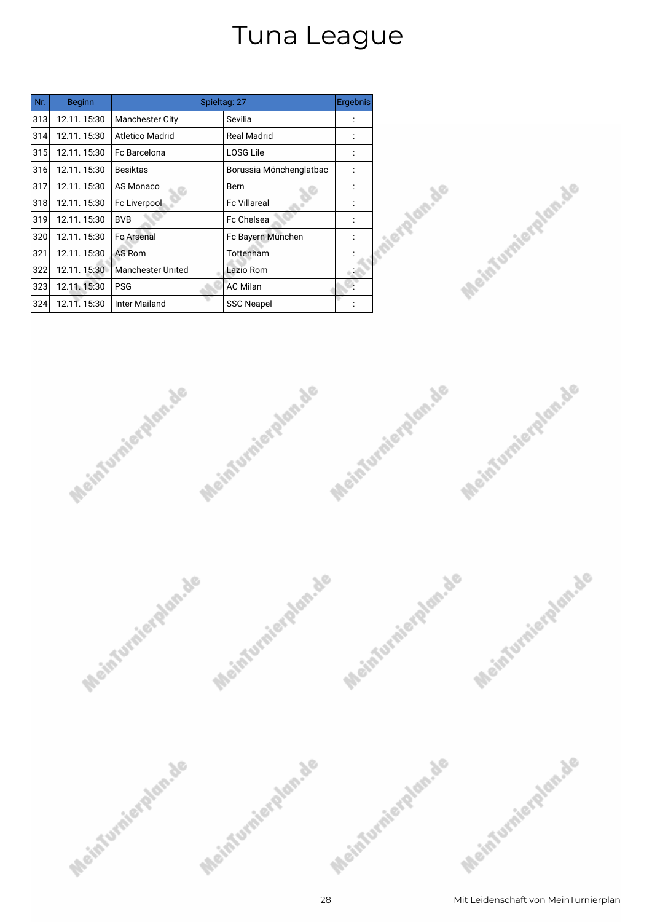# Tuna League

| Nr. | Beginn | Spieltag: 27 | | Ergebnis |
|---|---|---|---|---|
| 313 | 12.11. 15:30 | Manchester City | Sevilia | : |
| 314 | 12.11. 15:30 | Atletico Madrid | Real Madrid | : |
| 315 | 12.11. 15:30 | Fc Barcelona | LOSG Lile | : |
| 316 | 12.11. 15:30 | Besiktas | Borussia Mönchenglatbac | : |
| 317 | 12.11. 15:30 | AS Monaco | Bern | : |
| 318 | 12.11. 15:30 | Fc Liverpool | Fc Villareal | : |
| 319 | 12.11. 15:30 | BVB | Fc Chelsea | : |
| 320 | 12.11. 15:30 | Fc Arsenal | Fc Bayern München | : |
| 321 | 12.11. 15:30 | AS Rom | Tottenham | : |
| 322 | 12.11. 15:30 | Manchester United | Lazio Rom | : |
| 323 | 12.11. 15:30 | PSG | AC Milan | : |
| 324 | 12.11. 15:30 | Inter Mailand | SSC Neapel | : |

Mit Leidenschaft von MeinTurnierplan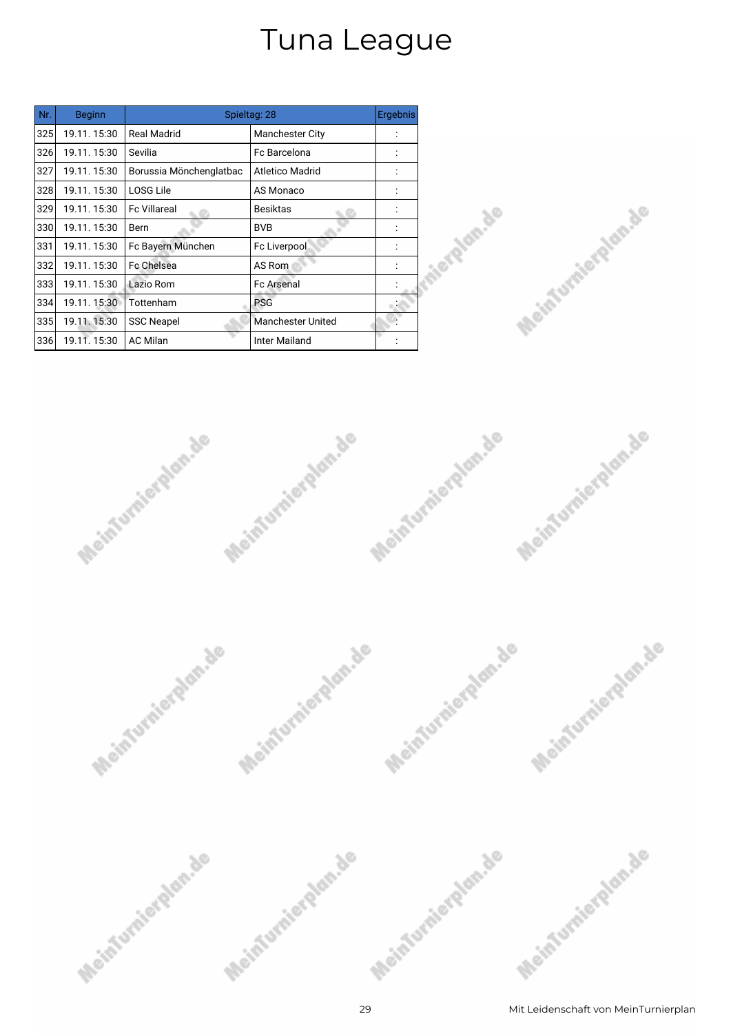# Tuna League

| Nr. | Beginn | Spieltag: 28 | | Ergebnis |
|---|---|---|---|---|
| 325 | 19.11. 15:30 | Real Madrid | Manchester City | : |
| 326 | 19.11. 15:30 | Sevilia | Fc Barcelona | : |
| 327 | 19.11. 15:30 | Borussia Mönchenglatbac | Atletico Madrid | : |
| 328 | 19.11. 15:30 | LOSG Lile | AS Monaco | : |
| 329 | 19.11. 15:30 | Fc Villareal | Besiktas | : |
| 330 | 19.11. 15:30 | Bern | BVB | : |
| 331 | 19.11. 15:30 | Fc Bayern München | Fc Liverpool | : |
| 332 | 19.11. 15:30 | Fc Chelsea | AS Rom | : |
| 333 | 19.11. 15:30 | Lazio Rom | Fc Arsenal | : |
| 334 | 19.11. 15:30 | Tottenham | PSG | : |
| 335 | 19.11. 15:30 | SSC Neapel | Manchester United | : |
| 336 | 19.11. 15:30 | AC Milan | Inter Mailand | : |

Mit Leidenschaft von MeinTurnierplan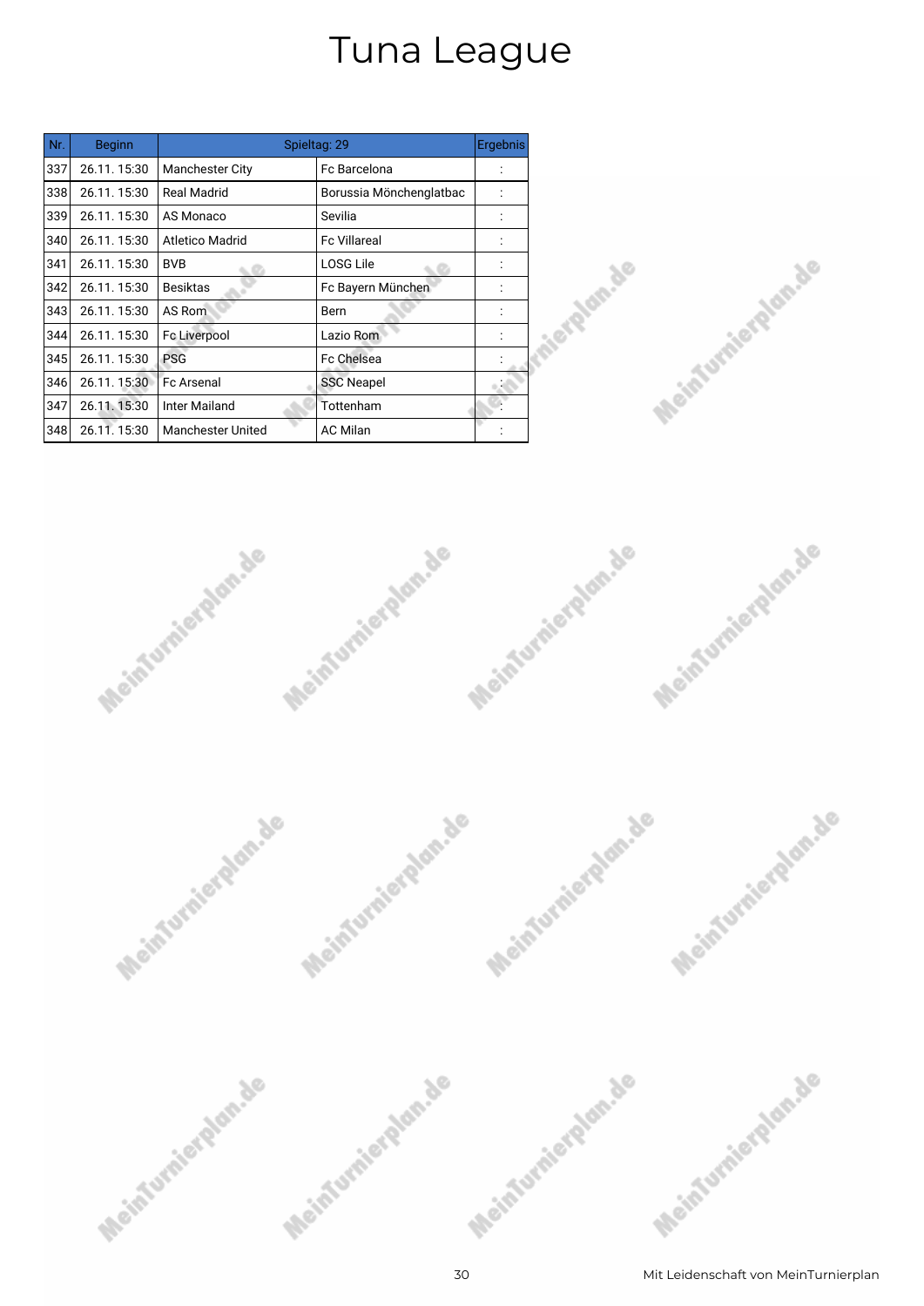# Tuna League

| Nr. | Beginn | Spieltag: 29 | | Ergebnis |
|---|---|---|---|---|
| 337 | 26.11. 15:30 | Manchester City | Fc Barcelona | : |
| 338 | 26.11. 15:30 | Real Madrid | Borussia Mönchenglatbac | : |
| 339 | 26.11. 15:30 | AS Monaco | Sevilia | : |
| 340 | 26.11. 15:30 | Atletico Madrid | Fc Villareal | : |
| 341 | 26.11. 15:30 | BVB | LOSG Lile | : |
| 342 | 26.11. 15:30 | Besiktas | Fc Bayern München | : |
| 343 | 26.11. 15:30 | AS Rom | Bern | : |
| 344 | 26.11. 15:30 | Fc Liverpool | Lazio Rom | : |
| 345 | 26.11. 15:30 | PSG | Fc Chelsea | : |
| 346 | 26.11. 15:30 | Fc Arsenal | SSC Neapel | : |
| 347 | 26.11. 15:30 | Inter Mailand | Tottenham | : |
| 348 | 26.11. 15:30 | Manchester United | AC Milan | : |

Mit Leidenschaft von MeinTurnierplan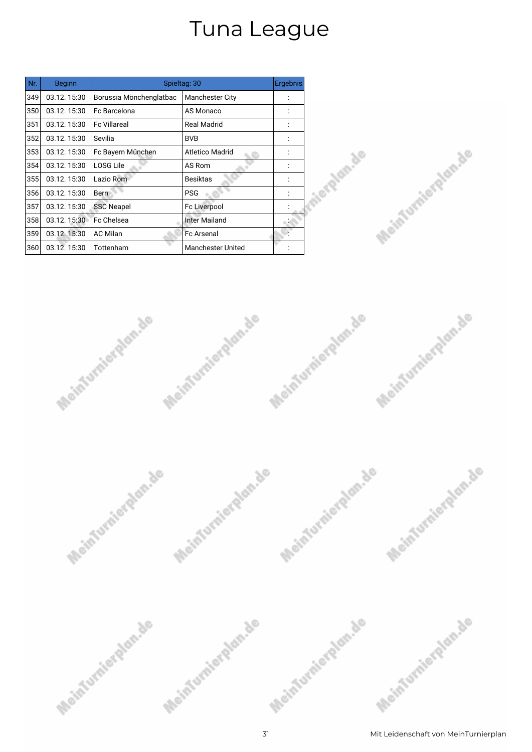# Tuna League

| Nr. | Beginn | Spieltag: 30 | | Ergebnis |
|---|---|---|---|---|
| 349 | 03.12. 15:30 | Borussia Mönchenglatbac | Manchester City | : |
| 350 | 03.12. 15:30 | Fc Barcelona | AS Monaco | : |
| 351 | 03.12. 15:30 | Fc Villareal | Real Madrid | : |
| 352 | 03.12. 15:30 | Sevilia | BVB | : |
| 353 | 03.12. 15:30 | Fc Bayern München | Atletico Madrid | : |
| 354 | 03.12. 15:30 | LOSG Lile | AS Rom | : |
| 355 | 03.12. 15:30 | Lazio Rom | Besiktas | : |
| 356 | 03.12. 15:30 | Bern | PSG | : |
| 357 | 03.12. 15:30 | SSC Neapel | Fc Liverpool | : |
| 358 | 03.12. 15:30 | Fc Chelsea | Inter Mailand | : |
| 359 | 03.12. 15:30 | AC Milan | Fc Arsenal | : |
| 360 | 03.12. 15:30 | Tottenham | Manchester United | : |

Mit Leidenschaft von MeinTurnierplan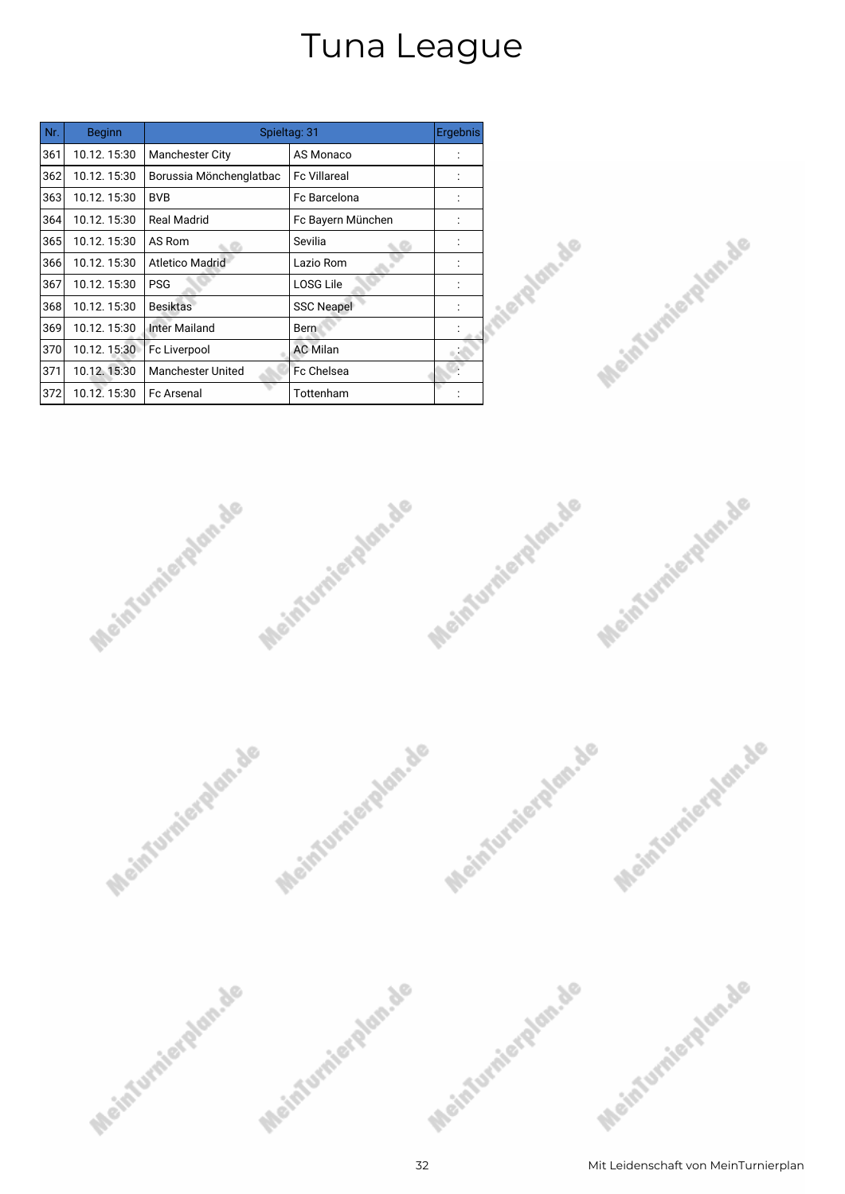# Tuna League

| Nr. | Beginn | Spieltag: 31 | | Ergebnis |
|---|---|---|---|---|
| 361 | 10.12. 15:30 | Manchester City | AS Monaco | : |
| 362 | 10.12. 15:30 | Borussia Mönchenglatbac | Fc Villareal | : |
| 363 | 10.12. 15:30 | BVB | Fc Barcelona | : |
| 364 | 10.12. 15:30 | Real Madrid | Fc Bayern München | : |
| 365 | 10.12. 15:30 | AS Rom | Sevilia | : |
| 366 | 10.12. 15:30 | Atletico Madrid | Lazio Rom | : |
| 367 | 10.12. 15:30 | PSG | LOSG Lile | : |
| 368 | 10.12. 15:30 | Besiktas | SSC Neapel | : |
| 369 | 10.12. 15:30 | Inter Mailand | Bern | : |
| 370 | 10.12. 15:30 | Fc Liverpool | AC Milan | : |
| 371 | 10.12. 15:30 | Manchester United | Fc Chelsea | : |
| 372 | 10.12. 15:30 | Fc Arsenal | Tottenham | : |

Mit Leidenschaft von MeinTurnierplan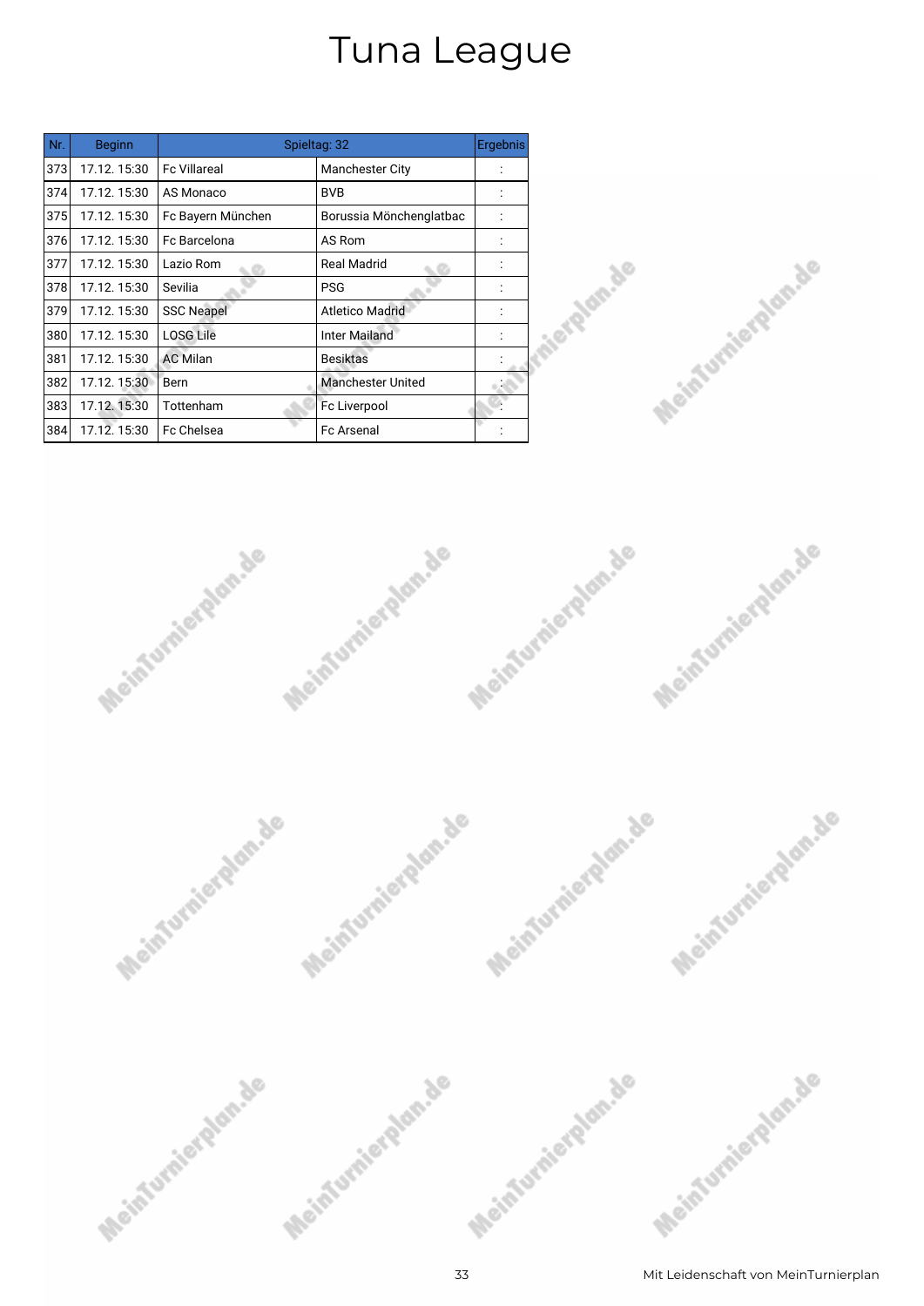# Tuna League

| Nr. | Beginn | Spieltag: 32 | | Ergebnis |
|---|---|---|---|---|
| 373 | 17.12. 15:30 | Fc Villareal | Manchester City | : |
| 374 | 17.12. 15:30 | AS Monaco | BVB | : |
| 375 | 17.12. 15:30 | Fc Bayern München | Borussia Mönchenglatbac | : |
| 376 | 17.12. 15:30 | Fc Barcelona | AS Rom | : |
| 377 | 17.12. 15:30 | Lazio Rom | Real Madrid | : |
| 378 | 17.12. 15:30 | Sevilia | PSG | : |
| 379 | 17.12. 15:30 | SSC Neapel | Atletico Madrid | : |
| 380 | 17.12. 15:30 | LOSG Lile | Inter Mailand | : |
| 381 | 17.12. 15:30 | AC Milan | Besiktas | : |
| 382 | 17.12. 15:30 | Bern | Manchester United | : |
| 383 | 17.12. 15:30 | Tottenham | Fc Liverpool | : |
| 384 | 17.12. 15:30 | Fc Chelsea | Fc Arsenal | : |

Mit Leidenschaft von MeinTurnierplan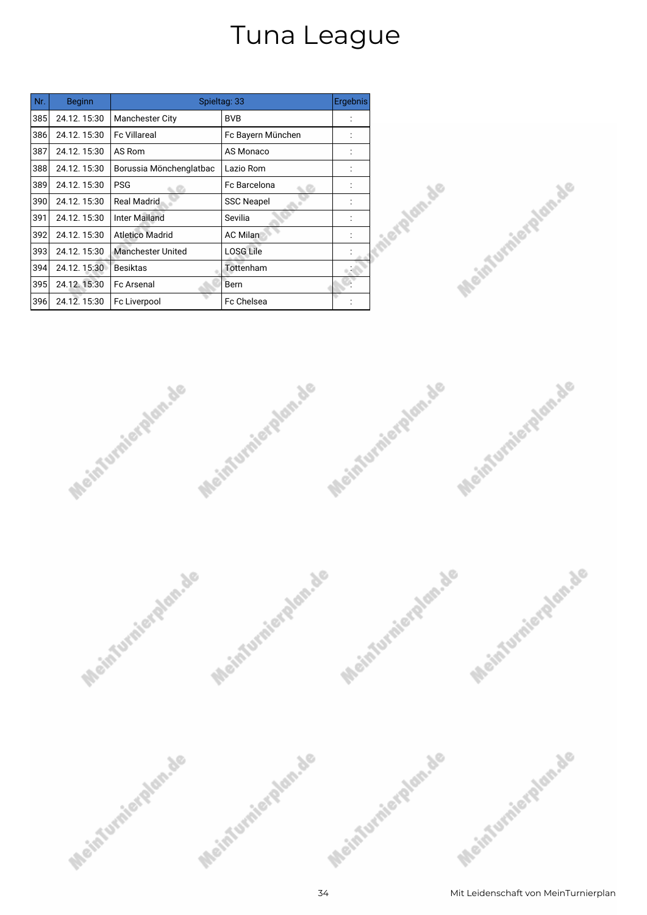# Tuna League

| Nr. | Beginn | Spieltag: 33 | | Ergebnis |
|---|---|---|---|---|
| 385 | 24.12. 15:30 | Manchester City | BVB | : |
| 386 | 24.12. 15:30 | Fc Villareal | Fc Bayern München | : |
| 387 | 24.12. 15:30 | AS Rom | AS Monaco | : |
| 388 | 24.12. 15:30 | Borussia Mönchenglatbac | Lazio Rom | : |
| 389 | 24.12. 15:30 | PSG | Fc Barcelona | : |
| 390 | 24.12. 15:30 | Real Madrid | SSC Neapel | : |
| 391 | 24.12. 15:30 | Inter Mailand | Sevilia | : |
| 392 | 24.12. 15:30 | Atletico Madrid | AC Milan | : |
| 393 | 24.12. 15:30 | Manchester United | LOSG Lile | : |
| 394 | 24.12. 15:30 | Besiktas | Tottenham | : |
| 395 | 24.12. 15:30 | Fc Arsenal | Bern | : |
| 396 | 24.12. 15:30 | Fc Liverpool | Fc Chelsea | : |

Mit Leidenschaft von MeinTurnierplan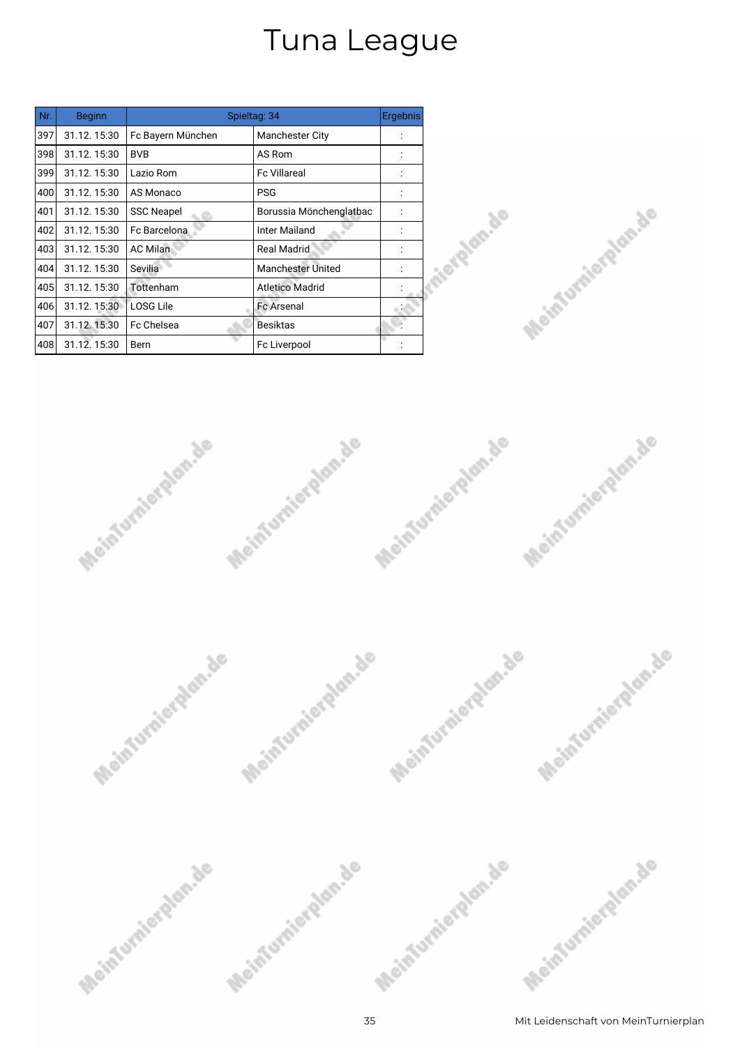# Tuna League

| Nr. | Beginn | Spieltag: 34 | | Ergebnis |
|---|---|---|---|---|
| 397 | 31.12. 15:30 | Fc Bayern München | Manchester City | : |
| 398 | 31.12. 15:30 | BVB | AS Rom | : |
| 399 | 31.12. 15:30 | Lazio Rom | Fc Villareal | : |
| 400 | 31.12. 15:30 | AS Monaco | PSG | : |
| 401 | 31.12. 15:30 | SSC Neapel | Borussia Mönchenglatbac | : |
| 402 | 31.12. 15:30 | Fc Barcelona | Inter Mailand | : |
| 403 | 31.12. 15:30 | AC Milan | Real Madrid | : |
| 404 | 31.12. 15:30 | Sevilia | Manchester United | : |
| 405 | 31.12. 15:30 | Tottenham | Atletico Madrid | : |
| 406 | 31.12. 15:30 | LOSG Lile | Fc Arsenal | : |
| 407 | 31.12. 15:30 | Fc Chelsea | Besiktas | : |
| 408 | 31.12. 15:30 | Bern | Fc Liverpool | : |

Mit Leidenschaft von MeinTurnierplan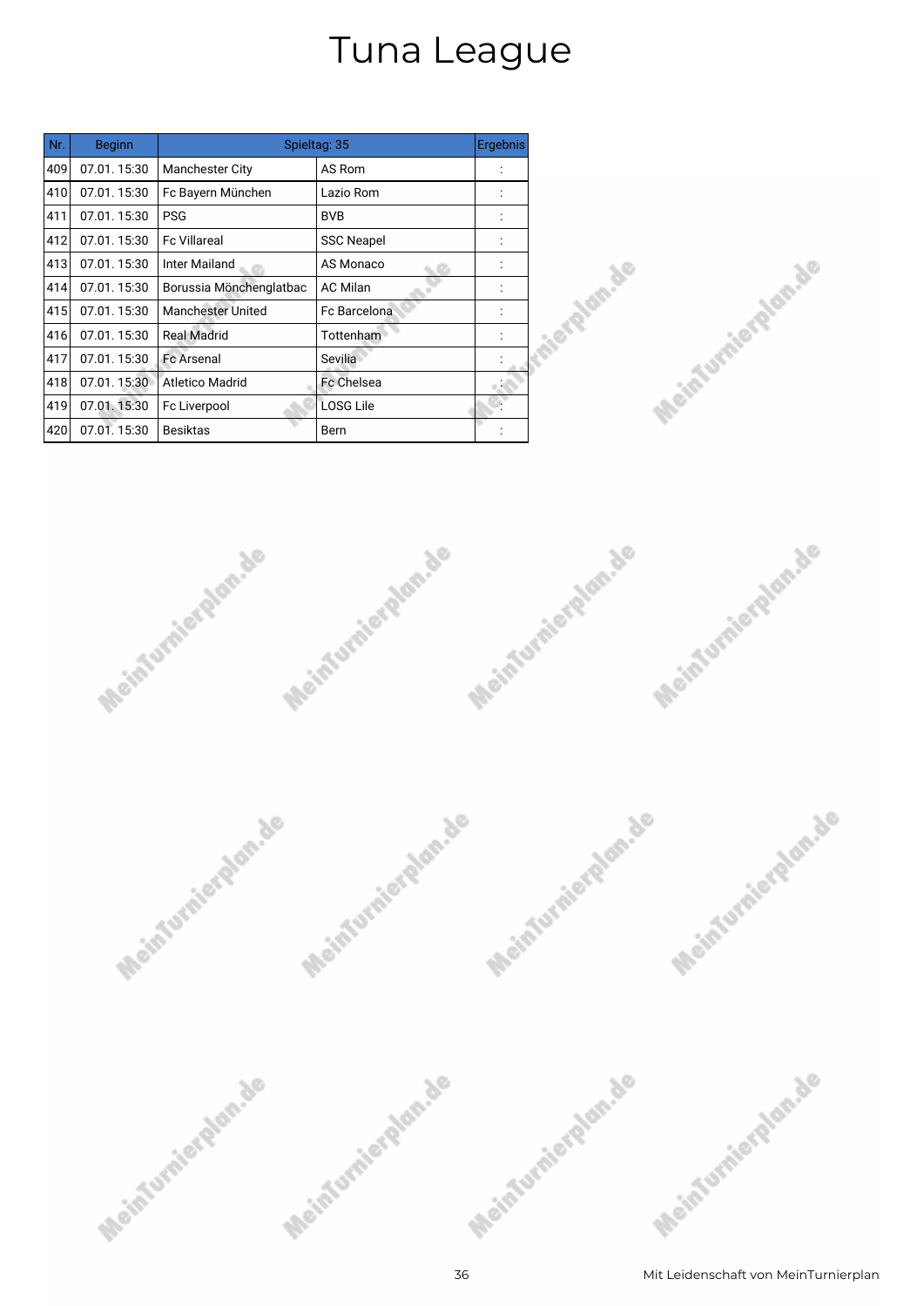# Tuna League

| Nr. | Beginn | Spieltag: 35 | | Ergebnis |
|---|---|---|---|---|
| 409 | 07.01. 15:30 | Manchester City | AS Rom | : |
| 410 | 07.01. 15:30 | Fc Bayern München | Lazio Rom | : |
| 411 | 07.01. 15:30 | PSG | BVB | : |
| 412 | 07.01. 15:30 | Fc Villareal | SSC Neapel | : |
| 413 | 07.01. 15:30 | Inter Mailand | AS Monaco | : |
| 414 | 07.01. 15:30 | Borussia Mönchenglatbac | AC Milan | : |
| 415 | 07.01. 15:30 | Manchester United | Fc Barcelona | : |
| 416 | 07.01. 15:30 | Real Madrid | Tottenham | : |
| 417 | 07.01. 15:30 | Fc Arsenal | Sevilia | : |
| 418 | 07.01. 15:30 | Atletico Madrid | Fc Chelsea | : |
| 419 | 07.01. 15:30 | Fc Liverpool | LOSG Lile | : |
| 420 | 07.01. 15:30 | Besiktas | Bern | : |

Mit Leidenschaft von MeinTurnierplan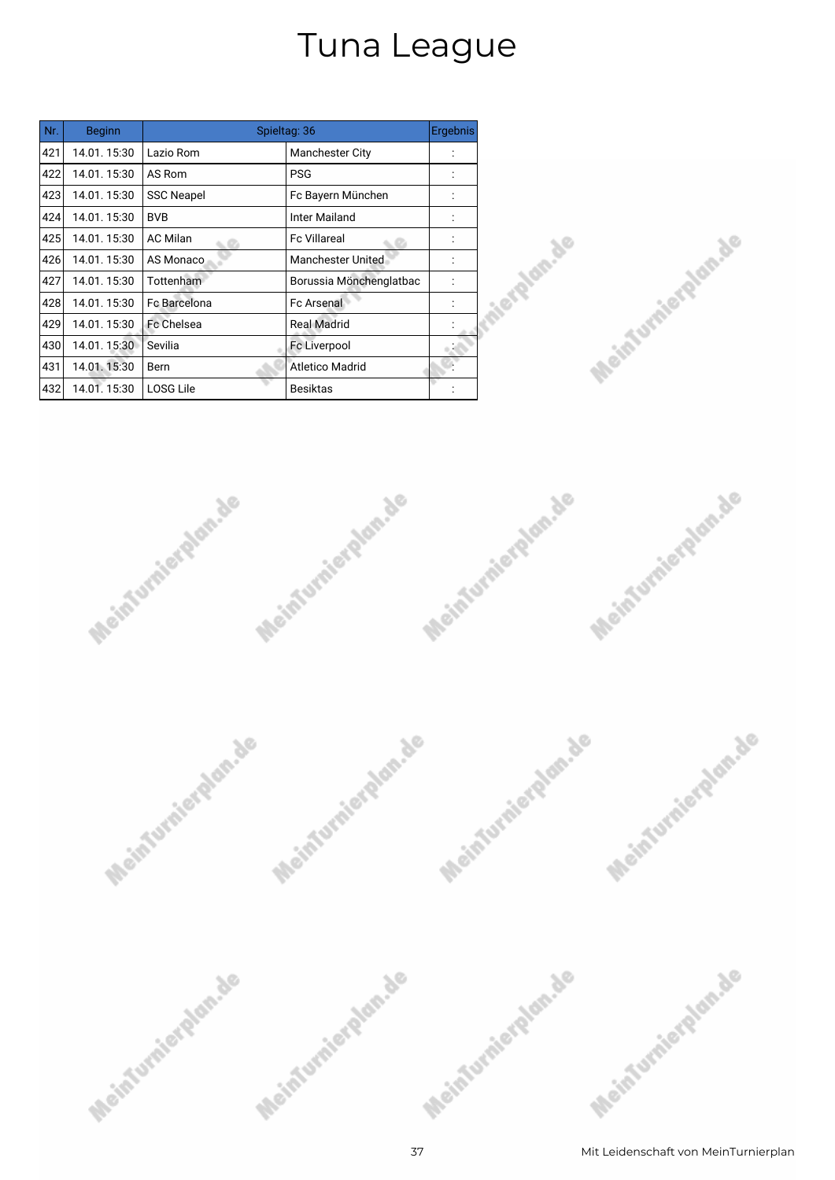# Tuna League

| Nr. | Beginn | Spieltag: 36 | | Ergebnis |
|---|---|---|---|---|
| 421 | 14.01. 15:30 | Lazio Rom | Manchester City | : |
| 422 | 14.01. 15:30 | AS Rom | PSG | : |
| 423 | 14.01. 15:30 | SSC Neapel | Fc Bayern München | : |
| 424 | 14.01. 15:30 | BVB | Inter Mailand | : |
| 425 | 14.01. 15:30 | AC Milan | Fc Villareal | : |
| 426 | 14.01. 15:30 | AS Monaco | Manchester United | : |
| 427 | 14.01. 15:30 | Tottenham | Borussia Mönchenglatbac | : |
| 428 | 14.01. 15:30 | Fc Barcelona | Fc Arsenal | : |
| 429 | 14.01. 15:30 | Fc Chelsea | Real Madrid | : |
| 430 | 14.01. 15:30 | Sevilia | Fc Liverpool | : |
| 431 | 14.01. 15:30 | Bern | Atletico Madrid | : |
| 432 | 14.01. 15:30 | LOSG Lile | Besiktas | : |

Mit Leidenschaft von MeinTurnierplan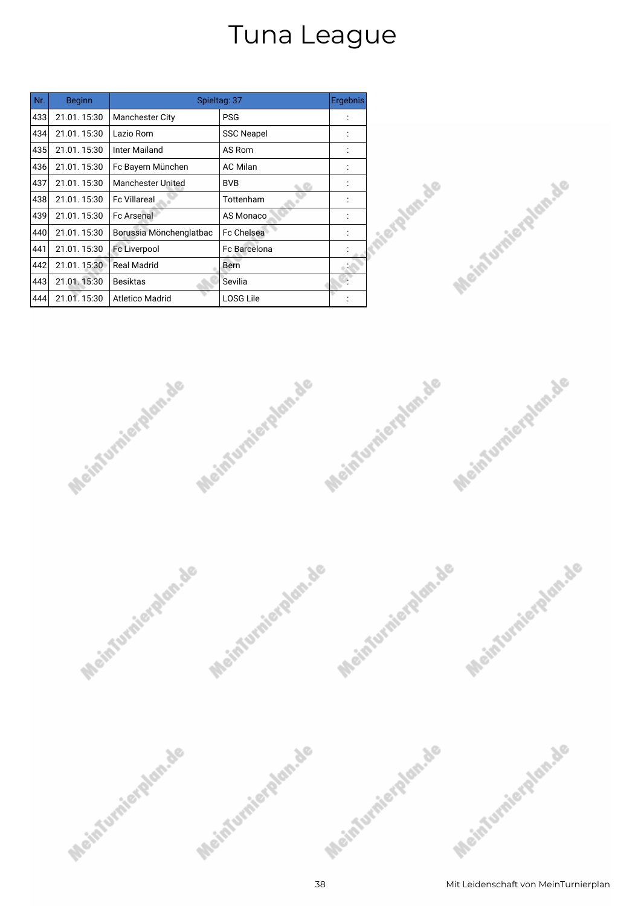# Tuna League

| Nr. | Beginn | Spieltag: 37 | | Ergebnis |
|---|---|---|---|---|
| 433 | 21.01. 15:30 | Manchester City | PSG | : |
| 434 | 21.01. 15:30 | Lazio Rom | SSC Neapel | : |
| 435 | 21.01. 15:30 | Inter Mailand | AS Rom | : |
| 436 | 21.01. 15:30 | Fc Bayern München | AC Milan | : |
| 437 | 21.01. 15:30 | Manchester United | BVB | : |
| 438 | 21.01. 15:30 | Fc Villareal | Tottenham | : |
| 439 | 21.01. 15:30 | Fc Arsenal | AS Monaco | : |
| 440 | 21.01. 15:30 | Borussia Mönchenglatbac | Fc Chelsea | : |
| 441 | 21.01. 15:30 | Fc Liverpool | Fc Barcelona | : |
| 442 | 21.01. 15:30 | Real Madrid | Bern | : |
| 443 | 21.01. 15:30 | Besiktas | Sevilia | : |
| 444 | 21.01. 15:30 | Atletico Madrid | LOSG Lile | : |

Mit Leidenschaft von MeinTurnierplan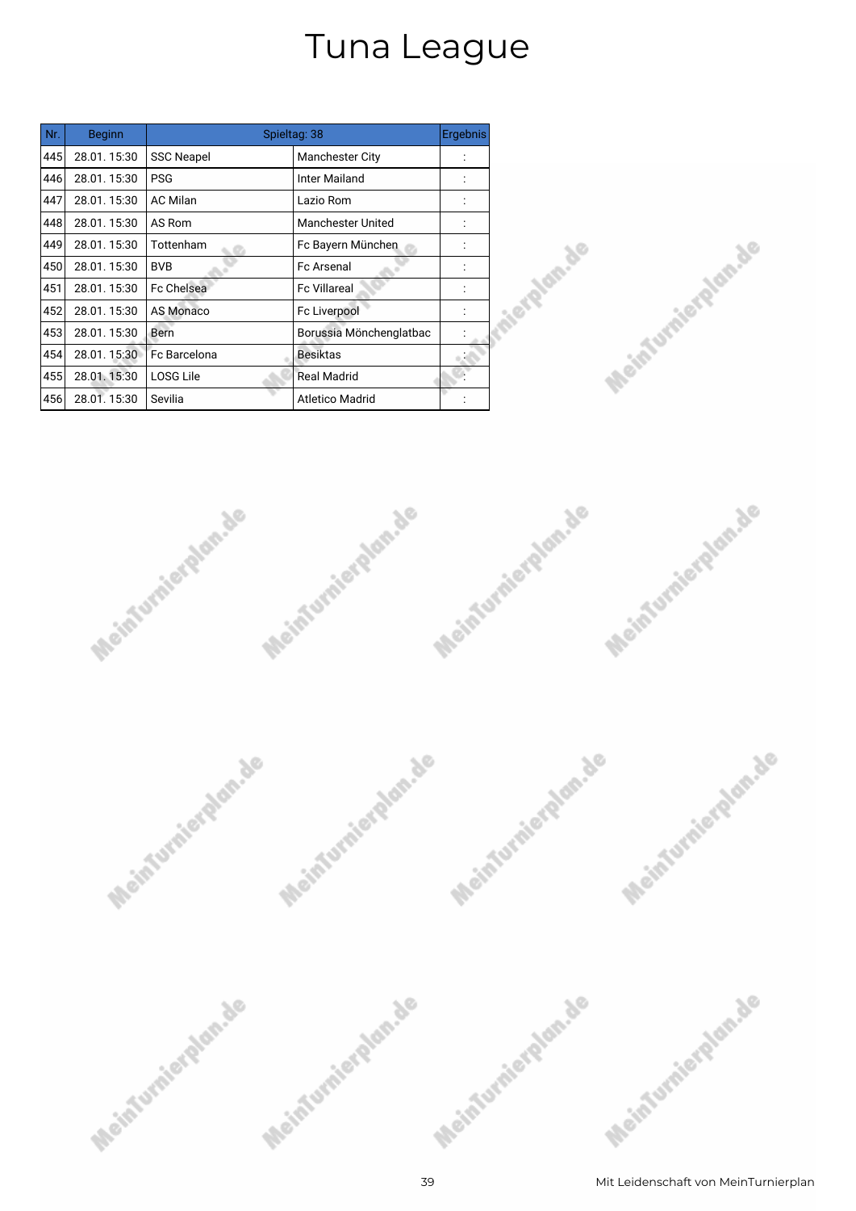# Tuna League

| Nr. | Beginn | Spieltag: 38 | | Ergebnis |
|---|---|---|---|---|
| 445 | 28.01. 15:30 | SSC Neapel | Manchester City | : |
| 446 | 28.01. 15:30 | PSG | Inter Mailand | : |
| 447 | 28.01. 15:30 | AC Milan | Lazio Rom | : |
| 448 | 28.01. 15:30 | AS Rom | Manchester United | : |
| 449 | 28.01. 15:30 | Tottenham | Fc Bayern München | : |
| 450 | 28.01. 15:30 | BVB | Fc Arsenal | : |
| 451 | 28.01. 15:30 | Fc Chelsea | Fc Villareal | : |
| 452 | 28.01. 15:30 | AS Monaco | Fc Liverpool | : |
| 453 | 28.01. 15:30 | Bern | Borussia Mönchenglatbac | : |
| 454 | 28.01. 15:30 | Fc Barcelona | Besiktas | : |
| 455 | 28.01. 15:30 | LOSG Lile | Real Madrid | : |
| 456 | 28.01. 15:30 | Sevilia | Atletico Madrid | : |

Mit Leidenschaft von MeinTurnierplan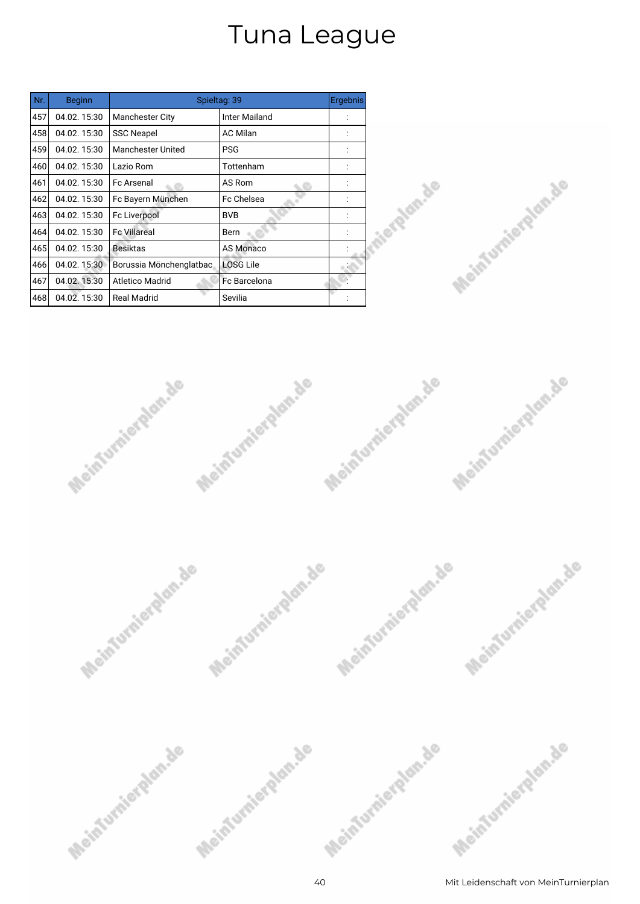# Tuna League

| Nr. | Beginn | Spieltag: 39 | | Ergebnis |
|---|---|---|---|---|
| 457 | 04.02. 15:30 | Manchester City | Inter Mailand | : |
| 458 | 04.02. 15:30 | SSC Neapel | AC Milan | : |
| 459 | 04.02. 15:30 | Manchester United | PSG | : |
| 460 | 04.02. 15:30 | Lazio Rom | Tottenham | : |
| 461 | 04.02. 15:30 | Fc Arsenal | AS Rom | : |
| 462 | 04.02. 15:30 | Fc Bayern München | Fc Chelsea | : |
| 463 | 04.02. 15:30 | Fc Liverpool | BVB | : |
| 464 | 04.02. 15:30 | Fc Villareal | Bern | : |
| 465 | 04.02. 15:30 | Besiktas | AS Monaco | : |
| 466 | 04.02. 15:30 | Borussia Mönchenglatbac | LOSG Lile | : |
| 467 | 04.02. 15:30 | Atletico Madrid | Fc Barcelona | : |
| 468 | 04.02. 15:30 | Real Madrid | Sevilia | : |

Mit Leidenschaft von MeinTurnierplan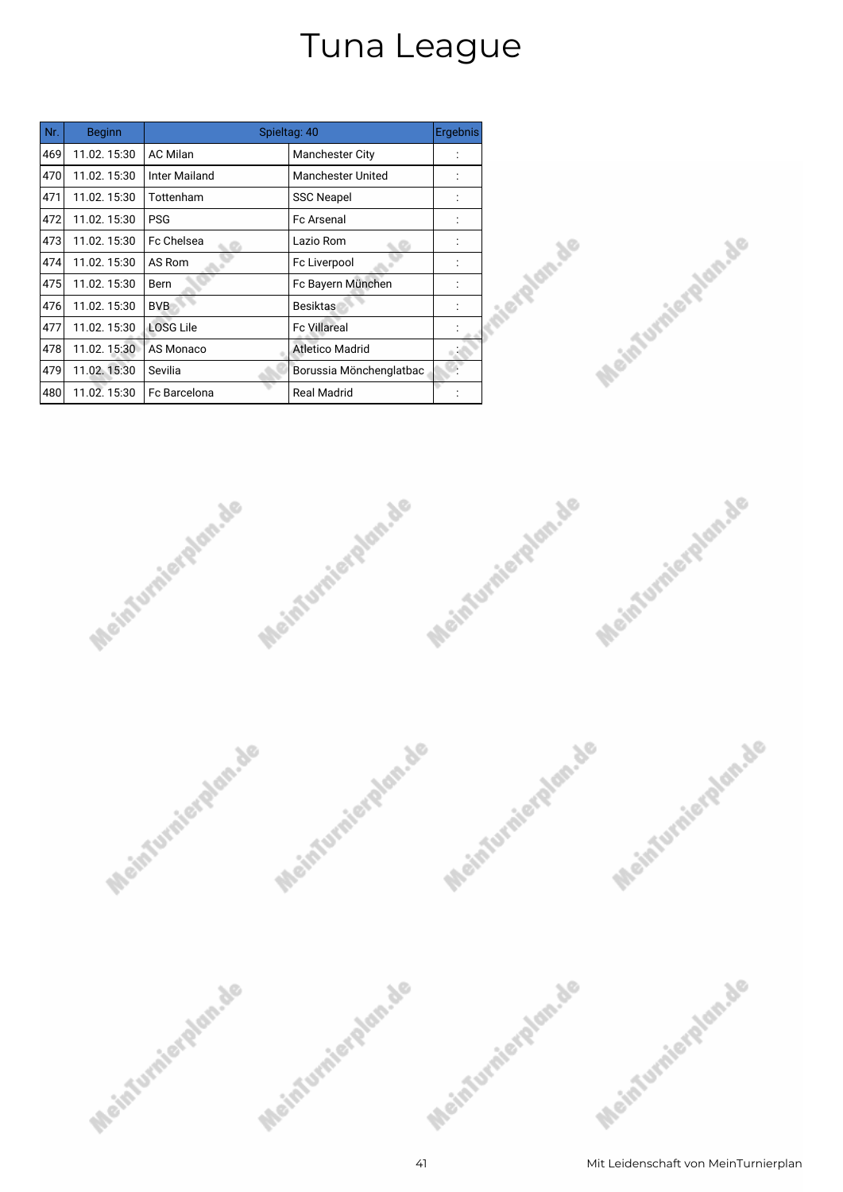# Tuna League

| Nr. | Beginn | Spieltag: 40 | | Ergebnis |
|---|---|---|---|---|
| 469 | 11.02. 15:30 | AC Milan | Manchester City | : |
| 470 | 11.02. 15:30 | Inter Mailand | Manchester United | : |
| 471 | 11.02. 15:30 | Tottenham | SSC Neapel | : |
| 472 | 11.02. 15:30 | PSG | Fc Arsenal | : |
| 473 | 11.02. 15:30 | Fc Chelsea | Lazio Rom | : |
| 474 | 11.02. 15:30 | AS Rom | Fc Liverpool | : |
| 475 | 11.02. 15:30 | Bern | Fc Bayern München | : |
| 476 | 11.02. 15:30 | BVB | Besiktas | : |
| 477 | 11.02. 15:30 | LOSG Lile | Fc Villareal | : |
| 478 | 11.02. 15:30 | AS Monaco | Atletico Madrid | : |
| 479 | 11.02. 15:30 | Sevilia | Borussia Mönchenglatbac | : |
| 480 | 11.02. 15:30 | Fc Barcelona | Real Madrid | : |

Mit Leidenschaft von MeinTurnierplan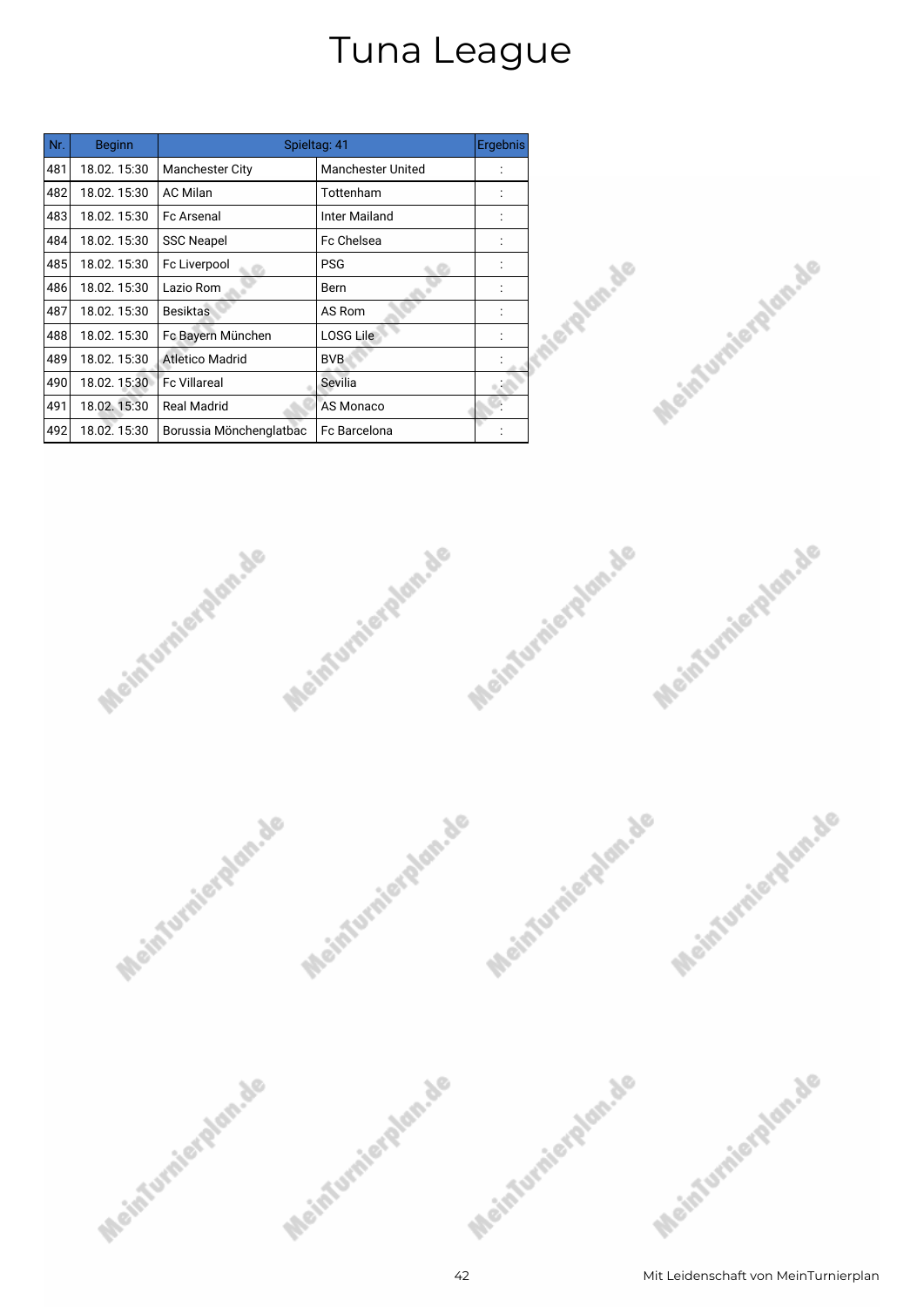# Tuna League

| Nr. | Beginn | Spieltag: 41 | | Ergebnis |
|---|---|---|---|---|
| 481 | 18.02. 15:30 | Manchester City | Manchester United | : |
| 482 | 18.02. 15:30 | AC Milan | Tottenham | : |
| 483 | 18.02. 15:30 | Fc Arsenal | Inter Mailand | : |
| 484 | 18.02. 15:30 | SSC Neapel | Fc Chelsea | : |
| 485 | 18.02. 15:30 | Fc Liverpool | PSG | : |
| 486 | 18.02. 15:30 | Lazio Rom | Bern | : |
| 487 | 18.02. 15:30 | Besiktas | AS Rom | : |
| 488 | 18.02. 15:30 | Fc Bayern München | LOSG Lile | : |
| 489 | 18.02. 15:30 | Atletico Madrid | BVB | : |
| 490 | 18.02. 15:30 | Fc Villareal | Sevilia | : |
| 491 | 18.02. 15:30 | Real Madrid | AS Monaco | : |
| 492 | 18.02. 15:30 | Borussia Mönchenglatbac | Fc Barcelona | : |

Mit Leidenschaft von MeinTurnierplan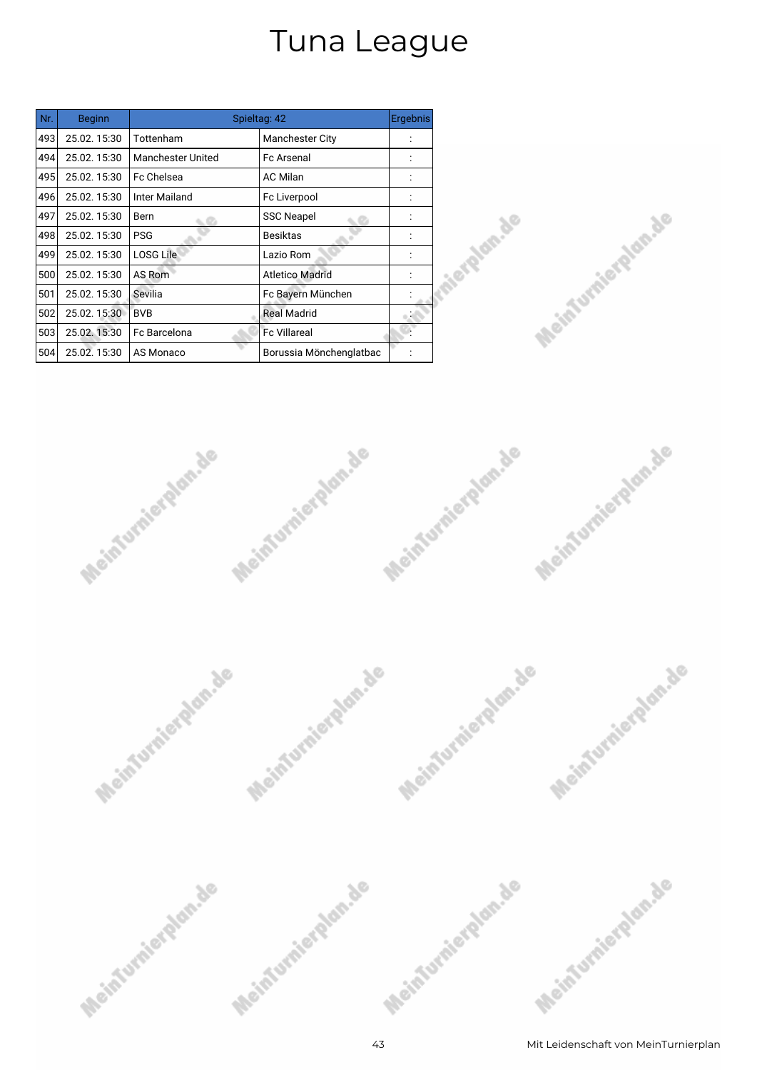# Tuna League

| Nr. | Beginn | Spieltag: 42 | | Ergebnis |
|---|---|---|---|---|
| 493 | 25.02. 15:30 | Tottenham | Manchester City | : |
| 494 | 25.02. 15:30 | Manchester United | Fc Arsenal | : |
| 495 | 25.02. 15:30 | Fc Chelsea | AC Milan | : |
| 496 | 25.02. 15:30 | Inter Mailand | Fc Liverpool | : |
| 497 | 25.02. 15:30 | Bern | SSC Neapel | : |
| 498 | 25.02. 15:30 | PSG | Besiktas | : |
| 499 | 25.02. 15:30 | LOSG Lile | Lazio Rom | : |
| 500 | 25.02. 15:30 | AS Rom | Atletico Madrid | : |
| 501 | 25.02. 15:30 | Sevilia | Fc Bayern München | : |
| 502 | 25.02. 15:30 | BVB | Real Madrid | : |
| 503 | 25.02. 15:30 | Fc Barcelona | Fc Villareal | : |
| 504 | 25.02. 15:30 | AS Monaco | Borussia Mönchenglatbac | : |

Mit Leidenschaft von MeinTurnierplan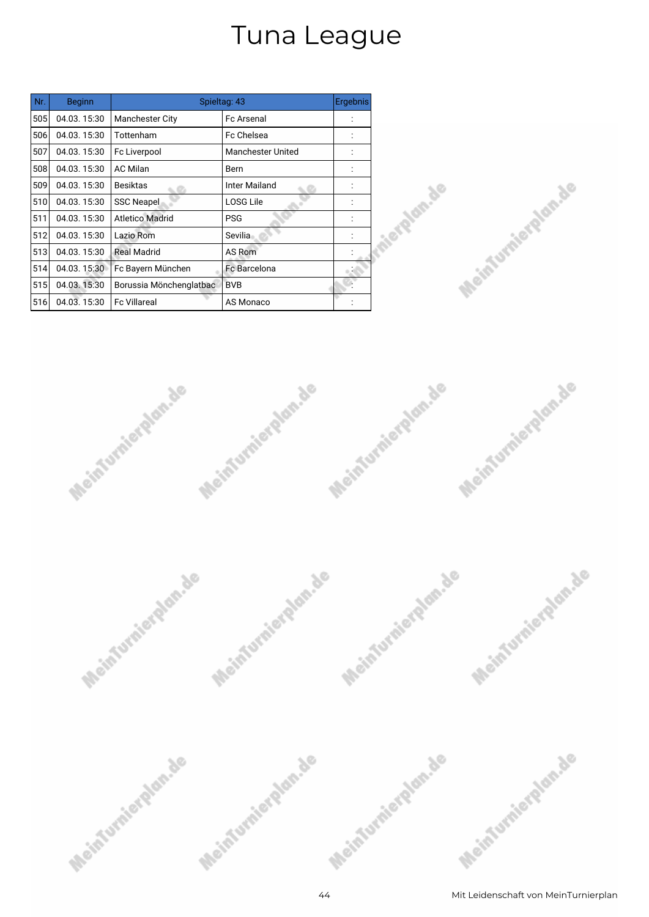# Tuna League

| Nr. | Beginn | Spieltag: 43 | | Ergebnis |
|---|---|---|---|---|
| 505 | 04.03. 15:30 | Manchester City | Fc Arsenal | : |
| 506 | 04.03. 15:30 | Tottenham | Fc Chelsea | : |
| 507 | 04.03. 15:30 | Fc Liverpool | Manchester United | : |
| 508 | 04.03. 15:30 | AC Milan | Bern | : |
| 509 | 04.03. 15:30 | Besiktas | Inter Mailand | : |
| 510 | 04.03. 15:30 | SSC Neapel | LOSG Lile | : |
| 511 | 04.03. 15:30 | Atletico Madrid | PSG | : |
| 512 | 04.03. 15:30 | Lazio Rom | Sevilia | : |
| 513 | 04.03. 15:30 | Real Madrid | AS Rom | : |
| 514 | 04.03. 15:30 | Fc Bayern München | Fc Barcelona | : |
| 515 | 04.03. 15:30 | Borussia Mönchenglatbac | BVB | : |
| 516 | 04.03. 15:30 | Fc Villareal | AS Monaco | : |

Mit Leidenschaft von MeinTurnierplan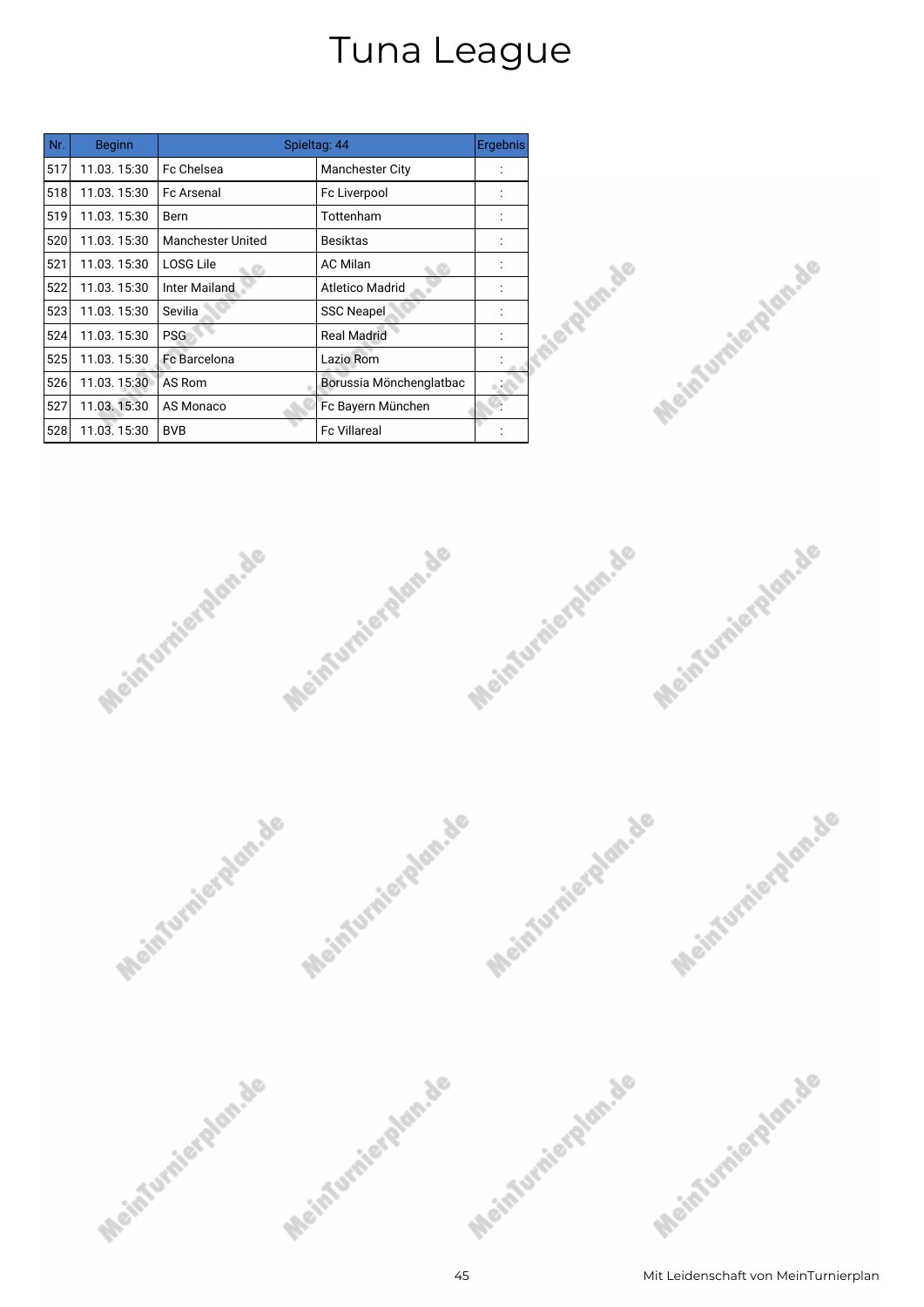# Tuna League

| Nr. | Beginn | Spieltag: 44 | | Ergebnis |
|---|---|---|---|---|
| 517 | 11.03. 15:30 | Fc Chelsea | Manchester City | : |
| 518 | 11.03. 15:30 | Fc Arsenal | Fc Liverpool | : |
| 519 | 11.03. 15:30 | Bern | Tottenham | : |
| 520 | 11.03. 15:30 | Manchester United | Besiktas | : |
| 521 | 11.03. 15:30 | LOSG Lile | AC Milan | : |
| 522 | 11.03. 15:30 | Inter Mailand | Atletico Madrid | : |
| 523 | 11.03. 15:30 | Sevilia | SSC Neapel | : |
| 524 | 11.03. 15:30 | PSG | Real Madrid | : |
| 525 | 11.03. 15:30 | Fc Barcelona | Lazio Rom | : |
| 526 | 11.03. 15:30 | AS Rom | Borussia Mönchenglatbac | : |
| 527 | 11.03. 15:30 | AS Monaco | Fc Bayern München | : |
| 528 | 11.03. 15:30 | BVB | Fc Villareal | : |

Mit Leidenschaft von MeinTurnierplan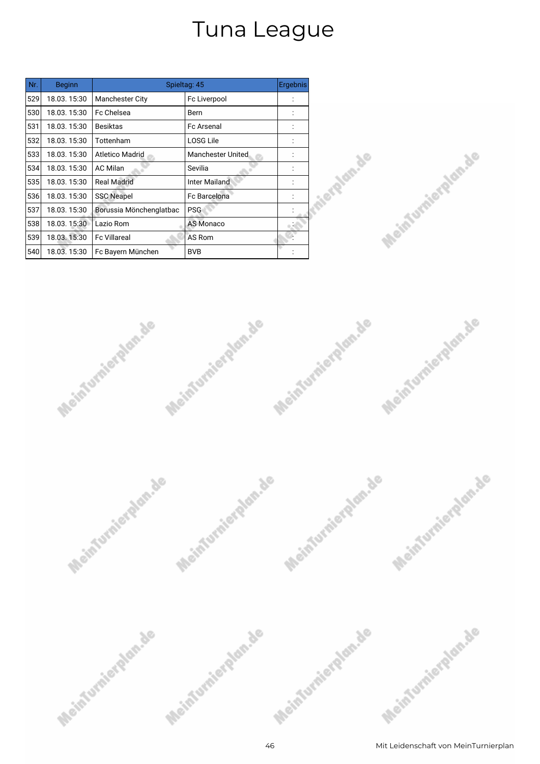# Tuna League

| Nr. | Beginn | Spieltag: 45 | | Ergebnis |
|---|---|---|---|---|
| 529 | 18.03. 15:30 | Manchester City | Fc Liverpool | : |
| 530 | 18.03. 15:30 | Fc Chelsea | Bern | : |
| 531 | 18.03. 15:30 | Besiktas | Fc Arsenal | : |
| 532 | 18.03. 15:30 | Tottenham | LOSG Lile | : |
| 533 | 18.03. 15:30 | Atletico Madrid | Manchester United | : |
| 534 | 18.03. 15:30 | AC Milan | Sevilia | : |
| 535 | 18.03. 15:30 | Real Madrid | Inter Mailand | : |
| 536 | 18.03. 15:30 | SSC Neapel | Fc Barcelona | : |
| 537 | 18.03. 15:30 | Borussia Mönchenglatbac | PSG | : |
| 538 | 18.03. 15:30 | Lazio Rom | AS Monaco | : |
| 539 | 18.03. 15:30 | Fc Villareal | AS Rom | : |
| 540 | 18.03. 15:30 | Fc Bayern München | BVB | : |

Mit Leidenschaft von MeinTurnierplan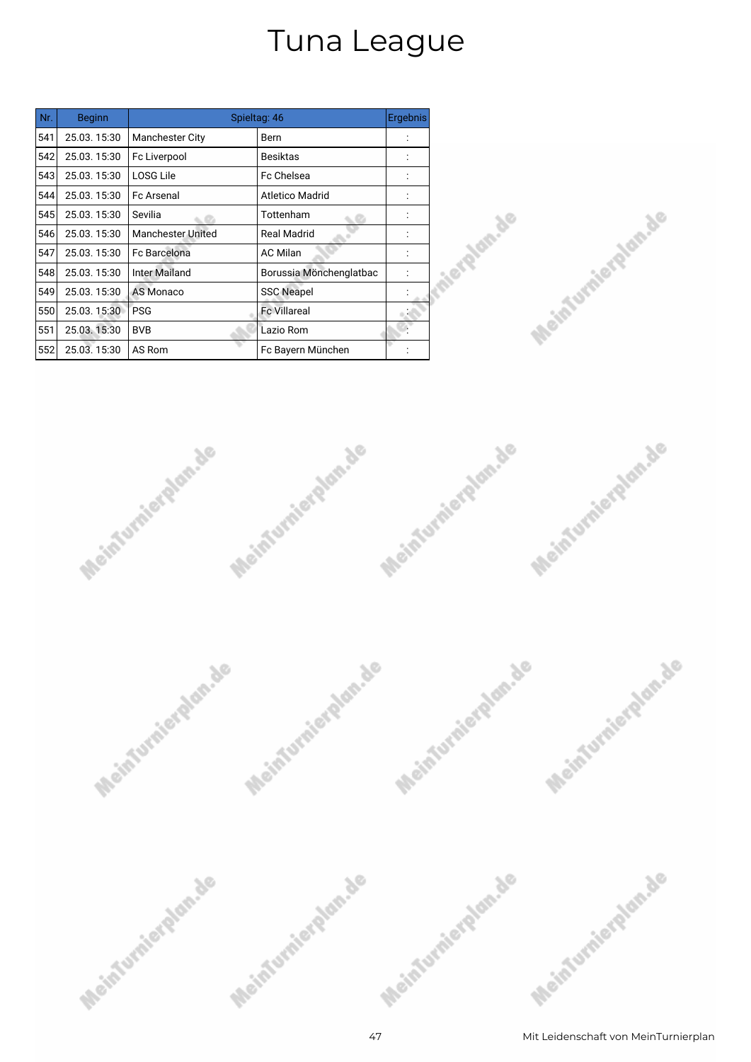# Tuna League

| Nr. | Beginn | Spieltag: 46 | | Ergebnis |
|---|---|---|---|---|
| 541 | 25.03. 15:30 | Manchester City | Bern | : |
| 542 | 25.03. 15:30 | Fc Liverpool | Besiktas | : |
| 543 | 25.03. 15:30 | LOSG Lile | Fc Chelsea | : |
| 544 | 25.03. 15:30 | Fc Arsenal | Atletico Madrid | : |
| 545 | 25.03. 15:30 | Sevilia | Tottenham | : |
| 546 | 25.03. 15:30 | Manchester United | Real Madrid | : |
| 547 | 25.03. 15:30 | Fc Barcelona | AC Milan | : |
| 548 | 25.03. 15:30 | Inter Mailand | Borussia Mönchenglatbac | : |
| 549 | 25.03. 15:30 | AS Monaco | SSC Neapel | : |
| 550 | 25.03. 15:30 | PSG | Fc Villareal | : |
| 551 | 25.03. 15:30 | BVB | Lazio Rom | : |
| 552 | 25.03. 15:30 | AS Rom | Fc Bayern München | : |

Mit Leidenschaft von MeinTurnierplan